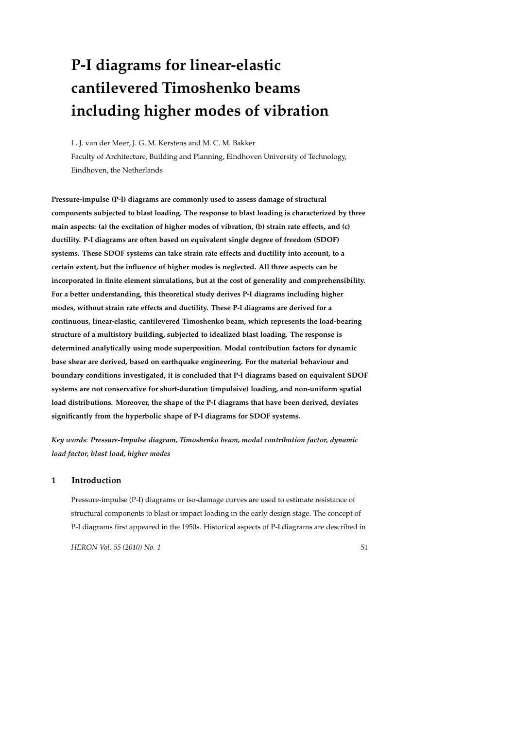# P-I diagrams for linear-elastic cantilevered Timoshenko beams including higher modes of vibration

L. J. van der Meer, J. G. M. Kerstens and M. C. M. Bakker

Faculty of Architecture, Building and Planning, Eindhoven University of Technology, Eindhoven, the Netherlands

**Pressure-impulse (P-I) diagrams are commonly used to assess damage of structural components subjected to blast loading. The response to blast loading is characterized by three main aspects: (a) the excitation of higher modes of vibration, (b) strain rate effects, and (c) ductility. P-I diagrams are often based on equivalent single degree of freedom (SDOF) systems. These SDOF systems can take strain rate effects and ductility into account, to a certain extent, but the influence of higher modes is neglected. All three aspects can be incorporated in finite element simulations, but at the cost of generality and comprehensibility. For a better understanding, this theoretical study derives P-I diagrams including higher modes, without strain rate effects and ductility. These P-I diagrams are derived for a continuous, linear-elastic, cantilevered Timoshenko beam, which represents the load-bearing structure of a multistory building, subjected to idealized blast loading. The response is determined analytically using mode superposition. Modal contribution factors for dynamic base shear are derived, based on earthquake engineering. For the material behaviour and boundary conditions investigated, it is concluded that P-I diagrams based on equivalent SDOF systems are not conservative for short-duration (impulsive) loading, and non-uniform spatial load distributions. Moreover, the shape of the P-I diagrams that have been derived, deviates significantly from the hyperbolic shape of P-I diagrams for SDOF systems.**

*Key words*: ***Pressure-Impulse diagram, Timoshenko beam, modal contribution factor, dynamic load factor, blast load, higher modes***

## 1 Introduction

Pressure-impulse (P-I) diagrams or iso-damage curves are used to estimate resistance of structural components to blast or impact loading in the early design stage. The concept of P-I diagrams first appeared in the 1950s. Historical aspects of P-I diagrams are described in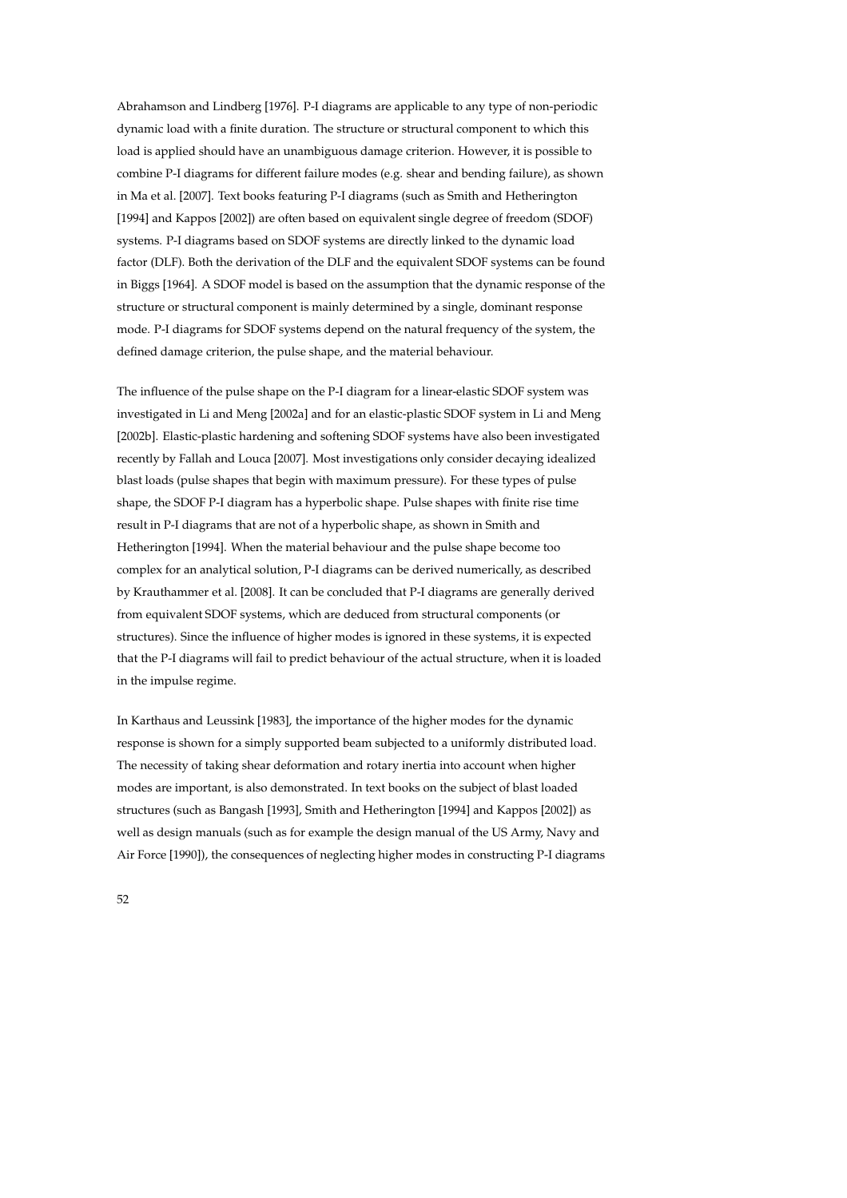Abrahamson and Lindberg [1976]. P-I diagrams are applicable to any type of non-periodic dynamic load with a finite duration. The structure or structural component to which this load is applied should have an unambiguous damage criterion. However, it is possible to combine P-I diagrams for different failure modes (e.g. shear and bending failure), as shown in Ma et al. [2007]. Text books featuring P-I diagrams (such as Smith and Hetherington [1994] and Kappos [2002]) are often based on equivalent single degree of freedom (SDOF) systems. P-I diagrams based on SDOF systems are directly linked to the dynamic load factor (DLF). Both the derivation of the DLF and the equivalent SDOF systems can be found in Biggs [1964]. A SDOF model is based on the assumption that the dynamic response of the structure or structural component is mainly determined by a single, dominant response mode. P-I diagrams for SDOF systems depend on the natural frequency of the system, the defined damage criterion, the pulse shape, and the material behaviour.

The influence of the pulse shape on the P-I diagram for a linear-elastic SDOF system was investigated in Li and Meng [2002a] and for an elastic-plastic SDOF system in Li and Meng [2002b]. Elastic-plastic hardening and softening SDOF systems have also been investigated recently by Fallah and Louca [2007]. Most investigations only consider decaying idealized blast loads (pulse shapes that begin with maximum pressure). For these types of pulse shape, the SDOF P-I diagram has a hyperbolic shape. Pulse shapes with finite rise time result in P-I diagrams that are not of a hyperbolic shape, as shown in Smith and Hetherington [1994]. When the material behaviour and the pulse shape become too complex for an analytical solution, P-I diagrams can be derived numerically, as described by Krauthammer et al. [2008]. It can be concluded that P-I diagrams are generally derived from equivalent SDOF systems, which are deduced from structural components (or structures). Since the influence of higher modes is ignored in these systems, it is expected that the P-I diagrams will fail to predict behaviour of the actual structure, when it is loaded in the impulse regime.

In Karthaus and Leussink [1983], the importance of the higher modes for the dynamic response is shown for a simply supported beam subjected to a uniformly distributed load. The necessity of taking shear deformation and rotary inertia into account when higher modes are important, is also demonstrated. In text books on the subject of blast loaded structures (such as Bangash [1993], Smith and Hetherington [1994] and Kappos [2002]) as well as design manuals (such as for example the design manual of the US Army, Navy and Air Force [1990]), the consequences of neglecting higher modes in constructing P-I diagrams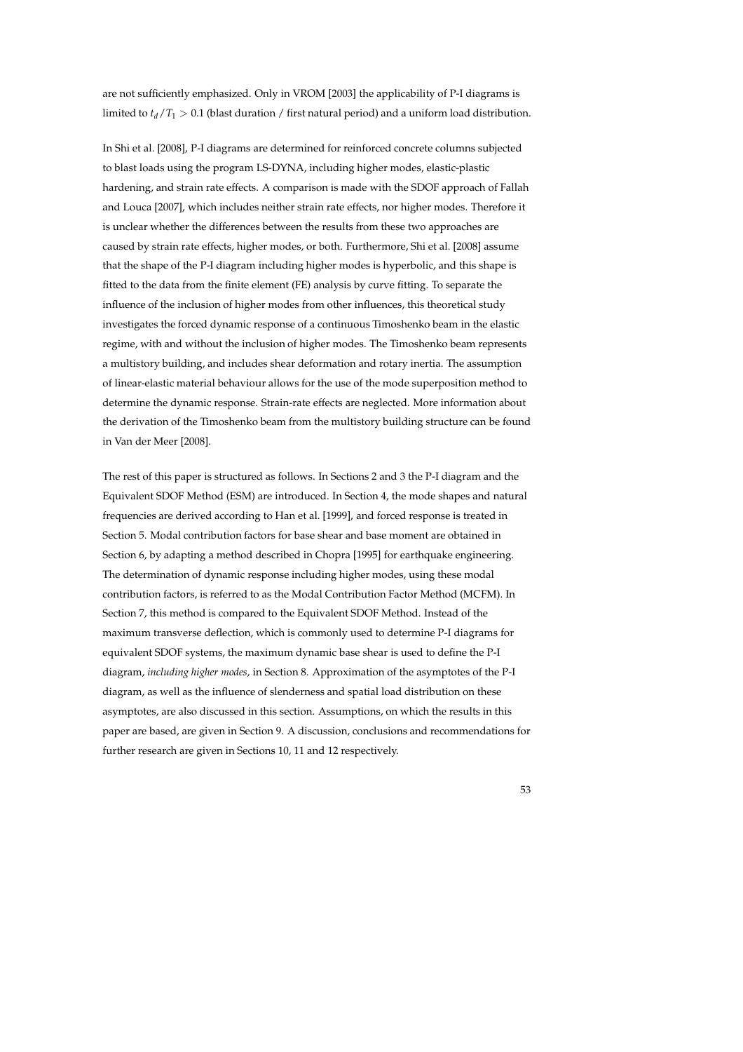are not sufficiently emphasized. Only in VROM [2003] the applicability of P-I diagrams is limited to $t_d/T_1 > 0.1$ (blast duration / first natural period) and a uniform load distribution.

In Shi et al. [2008], P-I diagrams are determined for reinforced concrete columns subjected to blast loads using the program LS-DYNA, including higher modes, elastic-plastic hardening, and strain rate effects. A comparison is made with the SDOF approach of Fallah and Louca [2007], which includes neither strain rate effects, nor higher modes. Therefore it is unclear whether the differences between the results from these two approaches are caused by strain rate effects, higher modes, or both. Furthermore, Shi et al. [2008] assume that the shape of the P-I diagram including higher modes is hyperbolic, and this shape is fitted to the data from the finite element (FE) analysis by curve fitting. To separate the influence of the inclusion of higher modes from other influences, this theoretical study investigates the forced dynamic response of a continuous Timoshenko beam in the elastic regime, with and without the inclusion of higher modes. The Timoshenko beam represents a multistory building, and includes shear deformation and rotary inertia. The assumption of linear-elastic material behaviour allows for the use of the mode superposition method to determine the dynamic response. Strain-rate effects are neglected. More information about the derivation of the Timoshenko beam from the multistory building structure can be found in Van der Meer [2008].

The rest of this paper is structured as follows. In Sections 2 and 3 the P-I diagram and the Equivalent SDOF Method (ESM) are introduced. In Section 4, the mode shapes and natural frequencies are derived according to Han et al. [1999], and forced response is treated in Section 5. Modal contribution factors for base shear and base moment are obtained in Section 6, by adapting a method described in Chopra [1995] for earthquake engineering. The determination of dynamic response including higher modes, using these modal contribution factors, is referred to as the Modal Contribution Factor Method (MCFM). In Section 7, this method is compared to the Equivalent SDOF Method. Instead of the maximum transverse deflection, which is commonly used to determine P-I diagrams for equivalent SDOF systems, the maximum dynamic base shear is used to define the P-I diagram, *including higher modes*, in Section 8. Approximation of the asymptotes of the P-I diagram, as well as the influence of slenderness and spatial load distribution on these asymptotes, are also discussed in this section. Assumptions, on which the results in this paper are based, are given in Section 9. A discussion, conclusions and recommendations for further research are given in Sections 10, 11 and 12 respectively.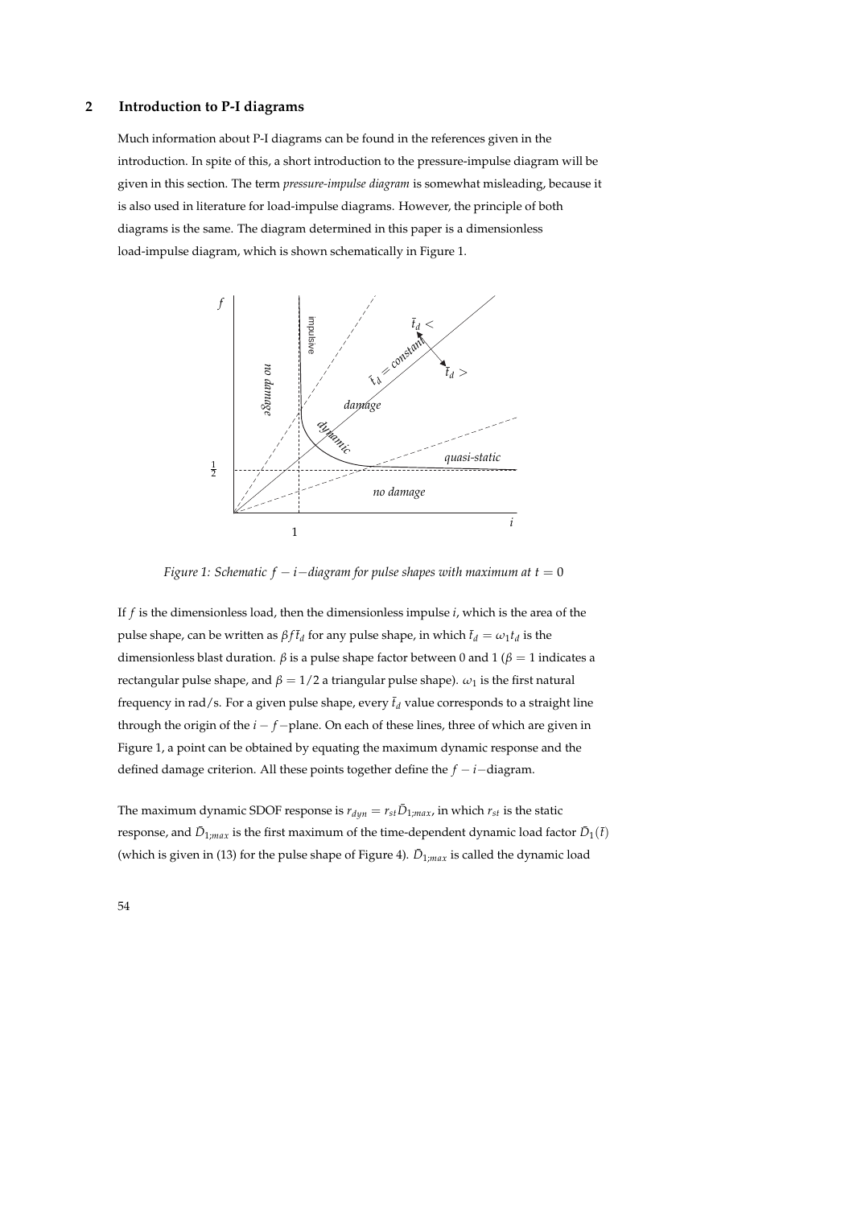## 2 Introduction to P-I diagrams

Much information about P-I diagrams can be found in the references given in the introduction. In spite of this, a short introduction to the pressure-impulse diagram will be given in this section. The term *pressure-impulse diagram* is somewhat misleading, because it is also used in literature for load-impulse diagrams. However, the principle of both diagrams is the same. The diagram determined in this paper is a dimensionless load-impulse diagram, which is shown schematically in Figure 1.

*Figure 1: Schematic $f-i-$diagram for pulse shapes with maximum at $t = 0$*

If $f$ is the dimensionless load, then the dimensionless impulse $i$, which is the area of the pulse shape, can be written as $\beta f \bar{t}_d$ for any pulse shape, in which $\bar{t}_d = \omega_1 t_d$ is the dimensionless blast duration. $\beta$ is a pulse shape factor between 0 and 1 ($\beta = 1$ indicates a rectangular pulse shape, and $\beta = 1/2$ a triangular pulse shape). $\omega_1$ is the first natural frequency in rad/s. For a given pulse shape, every $\bar{t}_d$ value corresponds to a straight line through the origin of the $i-f-$plane. On each of these lines, three of which are given in Figure 1, a point can be obtained by equating the maximum dynamic response and the defined damage criterion. All these points together define the $f-i-$diagram.

The maximum dynamic SDOF response is $r_{dyn} = r_{st}\bar{D}_{1;max}$, in which $r_{st}$ is the static response, and $\bar{D}_{1;max}$ is the first maximum of the time-dependent dynamic load factor $\bar{D}_1(\bar{t})$ (which is given in (13) for the pulse shape of Figure 4). $\bar{D}_{1;max}$ is called the dynamic load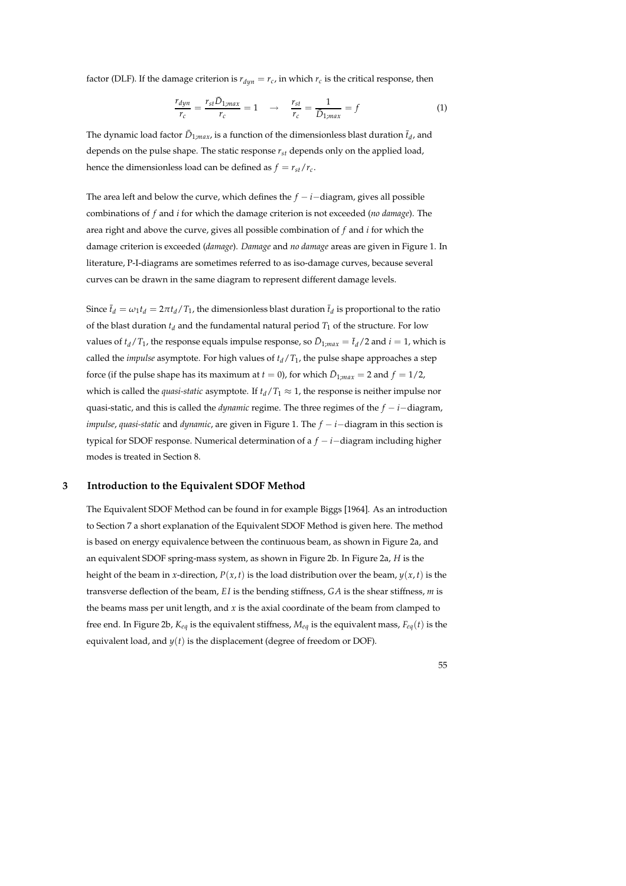factor (DLF). If the damage criterion is $r_{dyn} = r_c$, in which $r_c$ is the critical response, then

$$\frac{r_{dyn}}{r_c} = \frac{r_{st}\bar{D}_{1;max}}{r_c} = 1 \quad \rightarrow \quad \frac{r_{st}}{r_c} = \frac{1}{\bar{D}_{1;max}} = f \tag{1}$$

The dynamic load factor $\bar{D}_{1;max}$, is a function of the dimensionless blast duration $\bar{t}_d$, and depends on the pulse shape. The static response $r_{st}$ depends only on the applied load, hence the dimensionless load can be defined as $f = r_{st}/r_c$.

The area left and below the curve, which defines the $f-i-$diagram, gives all possible combinations of $f$ and $i$ for which the damage criterion is not exceeded (*no damage*). The area right and above the curve, gives all possible combination of $f$ and $i$ for which the damage criterion is exceeded (*damage*). *Damage* and *no damage* areas are given in Figure 1. In literature, P-I-diagrams are sometimes referred to as iso-damage curves, because several curves can be drawn in the same diagram to represent different damage levels.

Since $\bar{t}_d = \omega_1 t_d = 2\pi t_d/T_1$, the dimensionless blast duration $\bar{t}_d$ is proportional to the ratio of the blast duration $t_d$ and the fundamental natural period $T_1$ of the structure. For low values of $t_d/T_1$, the response equals impulse response, so $\bar{D}_{1;max} = \bar{t}_d/2$ and $i = 1$, which is called the *impulse* asymptote. For high values of $t_d/T_1$, the pulse shape approaches a step force (if the pulse shape has its maximum at $t = 0$), for which $\bar{D}_{1;max} = 2$ and $f = 1/2$, which is called the *quasi-static* asymptote. If $t_d/T_1 \approx 1$, the response is neither impulse nor quasi-static, and this is called the *dynamic* regime. The three regimes of the $f-i-$diagram, *impulse*, *quasi-static* and *dynamic*, are given in Figure 1. The $f-i-$diagram in this section is typical for SDOF response. Numerical determination of a $f-i-$diagram including higher modes is treated in Section 8.

## 3 Introduction to the Equivalent SDOF Method

The Equivalent SDOF Method can be found in for example Biggs [1964]. As an introduction to Section 7 a short explanation of the Equivalent SDOF Method is given here. The method is based on energy equivalence between the continuous beam, as shown in Figure 2a, and an equivalent SDOF spring-mass system, as shown in Figure 2b. In Figure 2a, $H$ is the height of the beam in $x$-direction, $P(x,t)$ is the load distribution over the beam, $y(x,t)$ is the transverse deflection of the beam, $EI$ is the bending stiffness, $GA$ is the shear stiffness, $m$ is the beams mass per unit length, and $x$ is the axial coordinate of the beam from clamped to free end. In Figure 2b, $K_{eq}$ is the equivalent stiffness, $M_{eq}$ is the equivalent mass, $F_{eq}(t)$ is the equivalent load, and $y(t)$ is the displacement (degree of freedom or DOF).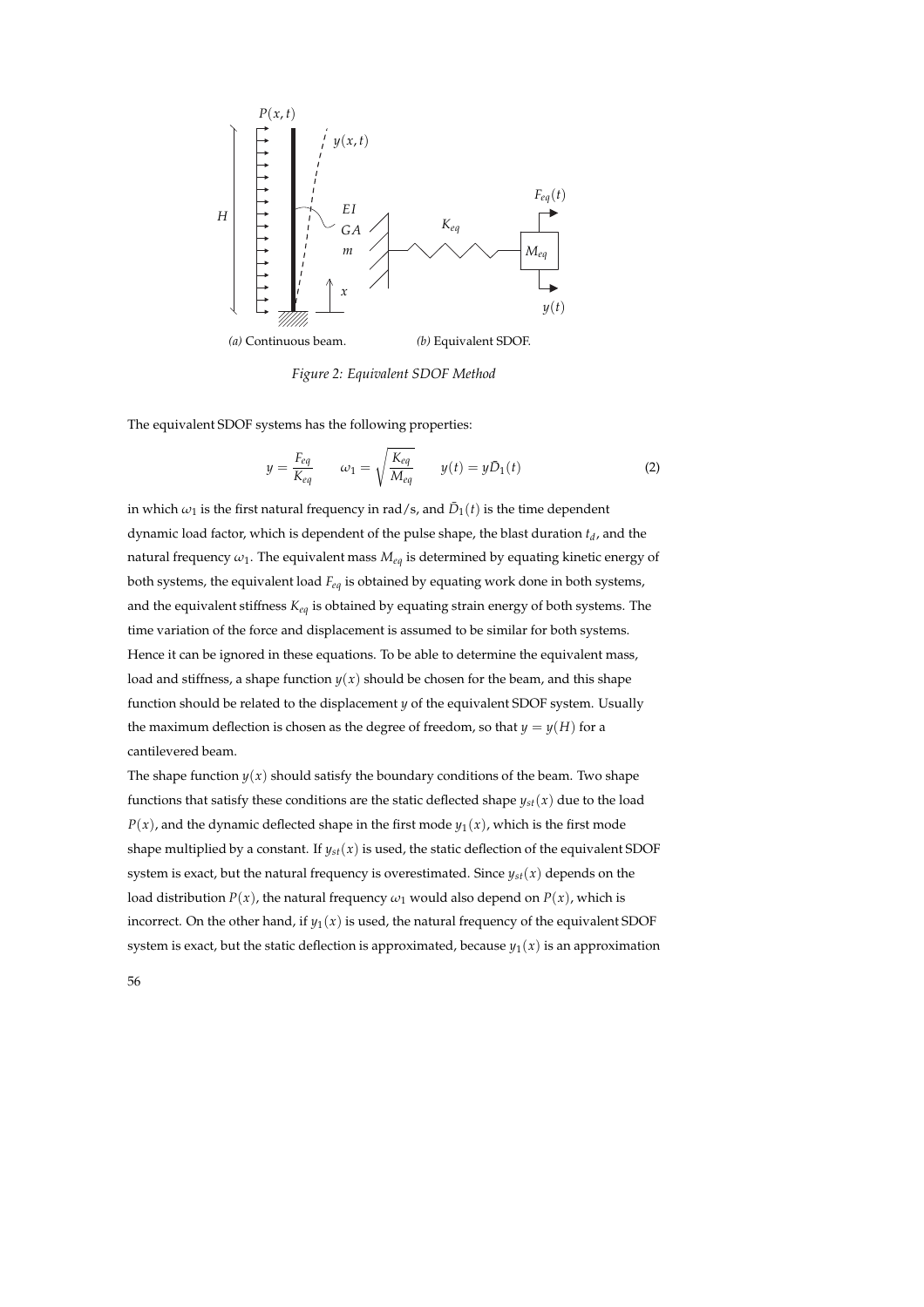(a) Continuous beam.

(b) Equivalent SDOF.

*Figure 2: Equivalent SDOF Method*

The equivalent SDOF systems has the following properties:

$$y = \frac{F_{eq}}{K_{eq}} \qquad \omega_1 = \sqrt{\frac{K_{eq}}{M_{eq}}} \qquad y(t) = y\bar{D}_1(t) \tag{2}$$

in which $\omega_1$ is the first natural frequency in rad/s, and $\bar{D}_1(t)$ is the time dependent dynamic load factor, which is dependent of the pulse shape, the blast duration $t_d$, and the natural frequency $\omega_1$. The equivalent mass $M_{eq}$ is determined by equating kinetic energy of both systems, the equivalent load $F_{eq}$ is obtained by equating work done in both systems, and the equivalent stiffness $K_{eq}$ is obtained by equating strain energy of both systems. The time variation of the force and displacement is assumed to be similar for both systems. Hence it can be ignored in these equations. To be able to determine the equivalent mass, load and stiffness, a shape function $y(x)$ should be chosen for the beam, and this shape function should be related to the displacement $y$ of the equivalent SDOF system. Usually the maximum deflection is chosen as the degree of freedom, so that $y = y(H)$ for a cantilevered beam.

The shape function $y(x)$ should satisfy the boundary conditions of the beam. Two shape functions that satisfy these conditions are the static deflected shape $y_{st}(x)$ due to the load $P(x)$, and the dynamic deflected shape in the first mode $y_1(x)$, which is the first mode shape multiplied by a constant. If $y_{st}(x)$ is used, the static deflection of the equivalent SDOF system is exact, but the natural frequency is overestimated. Since $y_{st}(x)$ depends on the load distribution $P(x)$, the natural frequency $\omega_1$ would also depend on $P(x)$, which is incorrect. On the other hand, if $y_1(x)$ is used, the natural frequency of the equivalent SDOF system is exact, but the static deflection is approximated, because $y_1(x)$ is an approximation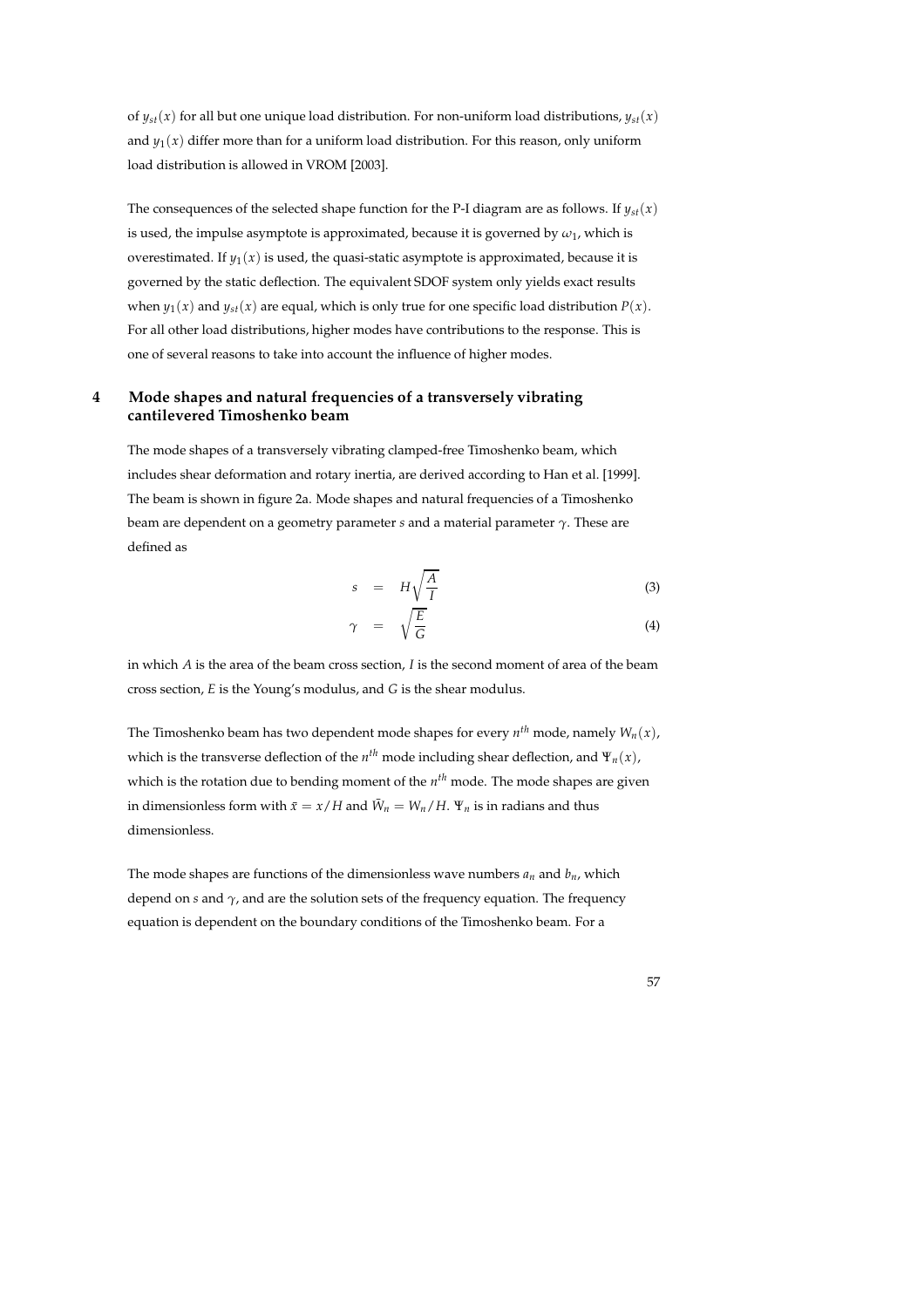of $y_{st}(x)$ for all but one unique load distribution. For non-uniform load distributions, $y_{st}(x)$ and $y_1(x)$ differ more than for a uniform load distribution. For this reason, only uniform load distribution is allowed in VROM [2003].

The consequences of the selected shape function for the P-I diagram are as follows. If $y_{st}(x)$ is used, the impulse asymptote is approximated, because it is governed by $\omega_1$, which is overestimated. If $y_1(x)$ is used, the quasi-static asymptote is approximated, because it is governed by the static deflection. The equivalent SDOF system only yields exact results when $y_1(x)$ and $y_{st}(x)$ are equal, which is only true for one specific load distribution $P(x)$. For all other load distributions, higher modes have contributions to the response. This is one of several reasons to take into account the influence of higher modes.

## 4 Mode shapes and natural frequencies of a transversely vibrating cantilevered Timoshenko beam

The mode shapes of a transversely vibrating clamped-free Timoshenko beam, which includes shear deformation and rotary inertia, are derived according to Han et al. [1999]. The beam is shown in figure 2a. Mode shapes and natural frequencies of a Timoshenko beam are dependent on a geometry parameter $s$ and a material parameter $\gamma$. These are defined as

$$s = H\sqrt{\frac{A}{I}} \tag{3}$$

$$\gamma = \sqrt{\frac{E}{G}} \tag{4}$$

in which $A$ is the area of the beam cross section, $I$ is the second moment of area of the beam cross section, $E$ is the Young's modulus, and $G$ is the shear modulus.

The Timoshenko beam has two dependent mode shapes for every $n^{th}$ mode, namely $W_n(x)$, which is the transverse deflection of the $n^{th}$ mode including shear deflection, and $\Psi_n(x)$, which is the rotation due to bending moment of the $n^{th}$ mode. The mode shapes are given in dimensionless form with $\bar{x} = x/H$ and $\bar{W}_n = W_n/H$. $\Psi_n$ is in radians and thus dimensionless.

The mode shapes are functions of the dimensionless wave numbers $a_n$ and $b_n$, which depend on $s$ and $\gamma$, and are the solution sets of the frequency equation. The frequency equation is dependent on the boundary conditions of the Timoshenko beam. For a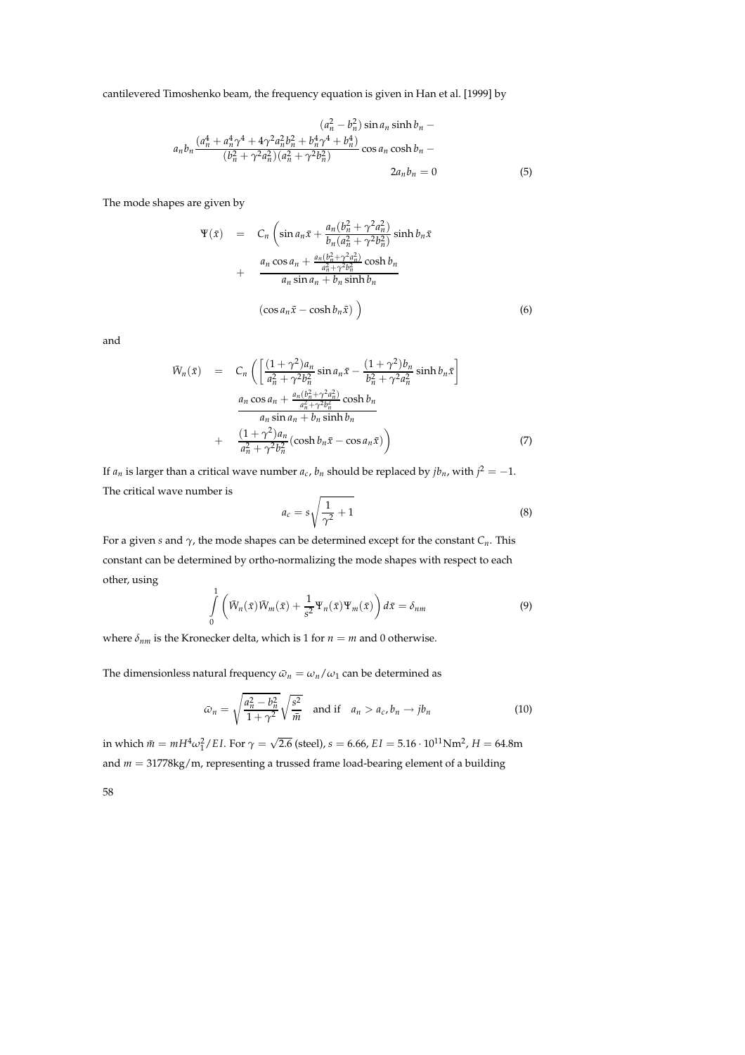cantilevered Timoshenko beam, the frequency equation is given in Han et al. [1999] by

$$
\begin{aligned}
&(a_n^2 - b_n^2)\sin a_n \sinh b_n - \\
a_n b_n &\frac{(a_n^4 + a_n^4\gamma^4 + 4\gamma^2 a_n^2 b_n^2 + b_n^4\gamma^4 + b_n^4)}{(b_n^2 + \gamma^2 a_n^2)(a_n^2 + \gamma^2 b_n^2)} \cos a_n \cosh b_n - \\
&2 a_n b_n = 0
\end{aligned} \tag{5}
$$

The mode shapes are given by

$$
\begin{aligned}
\Psi(\bar{x}) &= C_n \left( \sin a_n \bar{x} + \frac{a_n(b_n^2 + \gamma^2 a_n^2)}{b_n(a_n^2 + \gamma^2 b_n^2)} \sinh b_n \bar{x} \right. \\
&+ \frac{a_n \cos a_n + \frac{a_n(b_n^2+\gamma^2 a_n^2)}{a_n^2+\gamma^2 b_n^2} \cosh b_n}{a_n \sin a_n + b_n \sinh b_n} \\
&\left. (\cos a_n \bar{x} - \cosh b_n \bar{x}) \right)
\end{aligned} \tag{6}
$$

and

$$
\begin{aligned}
\bar{W}_n(\bar{x}) &= C_n \left( \left[ \frac{(1+\gamma^2)a_n}{a_n^2 + \gamma^2 b_n^2} \sin a_n \bar{x} - \frac{(1+\gamma^2)b_n}{b_n^2 + \gamma^2 a_n^2} \sinh b_n \bar{x} \right] \right. \\
&\frac{a_n \cos a_n + \frac{a_n(b_n^2+\gamma^2 a_n^2)}{a_n^2+\gamma^2 b_n^2} \cosh b_n}{a_n \sin a_n + b_n \sinh b_n} \\
&+ \left. \frac{(1+\gamma^2)a_n}{a_n^2 + \gamma^2 b_n^2} (\cosh b_n \bar{x} - \cos a_n \bar{x}) \right)
\end{aligned} \tag{7}
$$

If $a_n$ is larger than a critical wave number $a_c$, $b_n$ should be replaced by $jb_n$, with $j^2 = -1$. The critical wave number is

$$
a_c = s\sqrt{\frac{1}{\gamma^2} + 1} \tag{8}
$$

For a given $s$ and $\gamma$, the mode shapes can be determined except for the constant $C_n$. This constant can be determined by ortho-normalizing the mode shapes with respect to each other, using

$$
\int_0^1 \left( \bar{W}_n(\bar{x})\bar{W}_m(\bar{x}) + \frac{1}{s^2}\Psi_n(\bar{x})\Psi_m(\bar{x}) \right) d\bar{x} = \delta_{nm} \tag{9}
$$

where $\delta_{nm}$ is the Kronecker delta, which is 1 for $n = m$ and 0 otherwise.

The dimensionless natural frequency $\bar{\omega}_n = \omega_n/\omega_1$ can be determined as

$$
\bar{\omega}_n = \sqrt{\frac{a_n^2 - b_n^2}{1+\gamma^2}}\sqrt{\frac{s^2}{\bar{m}}} \quad \text{and if} \quad a_n > a_c, b_n \rightarrow jb_n \tag{10}
$$

in which $\bar{m} = mH^4\omega_1^2/EI$. For $\gamma = \sqrt{2.6}$ (steel), $s = 6.66$, $EI = 5.16 \cdot 10^{11}\text{Nm}^2$, $H = 64.8\text{m}$ and $m = 31778\text{kg/m}$, representing a trussed frame load-bearing element of a building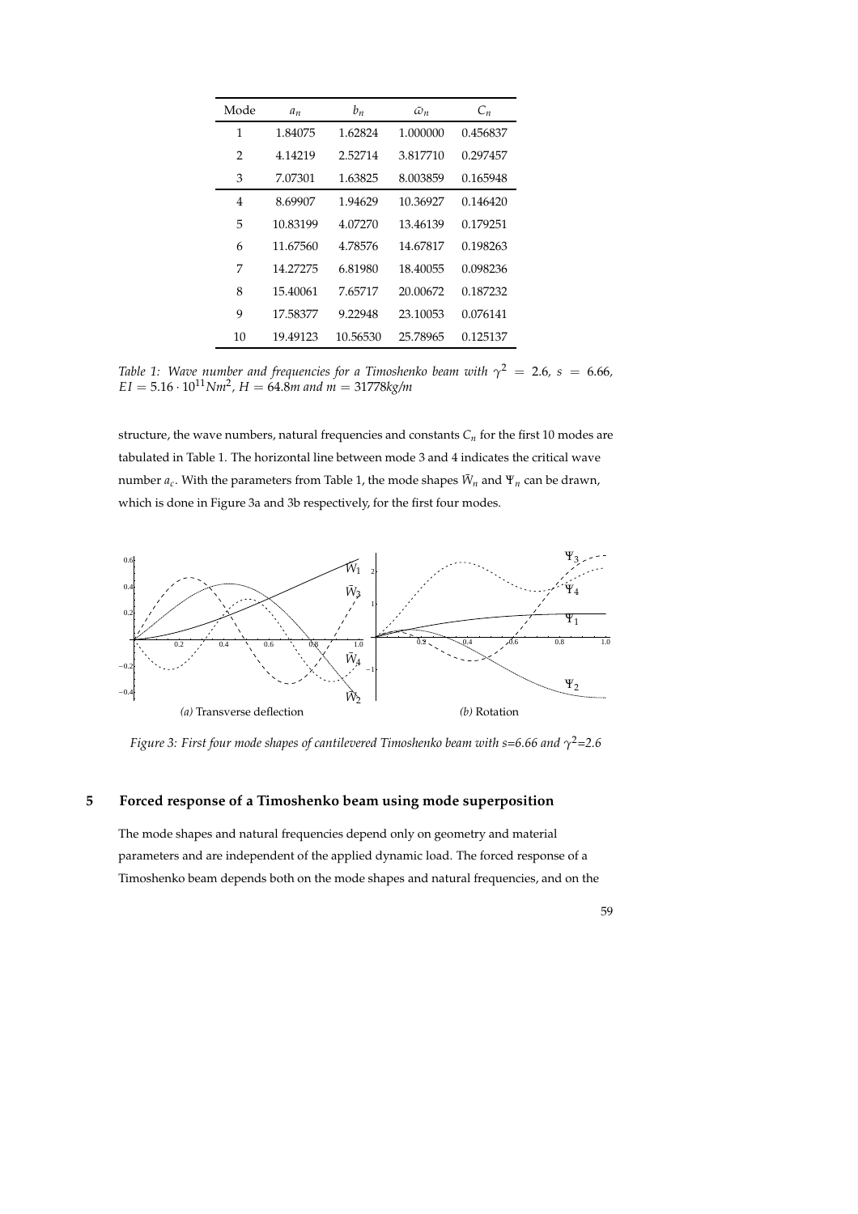| Mode | $a_n$ | $b_n$ | $\bar{\omega}_n$ | $C_n$ |
|---|---|---|---|---|
| 1 | 1.84075 | 1.62824 | 1.000000 | 0.456837 |
| 2 | 4.14219 | 2.52714 | 3.817710 | 0.297457 |
| 3 | 7.07301 | 1.63825 | 8.003859 | 0.165948 |
| 4 | 8.69907 | 1.94629 | 10.36927 | 0.146420 |
| 5 | 10.83199 | 4.07270 | 13.46139 | 0.179251 |
| 6 | 11.67560 | 4.78576 | 14.67817 | 0.198263 |
| 7 | 14.27275 | 6.81980 | 18.40055 | 0.098236 |
| 8 | 15.40061 | 7.65717 | 20.00672 | 0.187232 |
| 9 | 17.58377 | 9.22948 | 23.10053 | 0.076141 |
| 10 | 19.49123 | 10.56530 | 25.78965 | 0.125137 |

*Table 1: Wave number and frequencies for a Timoshenko beam with $\gamma^2 = 2.6$, $s = 6.66$, $EI = 5.16 \cdot 10^{11} Nm^2$, $H = 64.8m$ and $m = 31778 kg/m$*

structure, the wave numbers, natural frequencies and constants $C_n$ for the first 10 modes are tabulated in Table 1. The horizontal line between mode 3 and 4 indicates the critical wave number $a_c$. With the parameters from Table 1, the mode shapes $\bar{W}_n$ and $\Psi_n$ can be drawn, which is done in Figure 3a and 3b respectively, for the first four modes.

*(a)* Transverse deflection *(b)* Rotation

*Figure 3: First four mode shapes of cantilevered Timoshenko beam with s=6.66 and $\gamma^2$=2.6*

## 5 Forced response of a Timoshenko beam using mode superposition

The mode shapes and natural frequencies depend only on geometry and material parameters and are independent of the applied dynamic load. The forced response of a Timoshenko beam depends both on the mode shapes and natural frequencies, and on the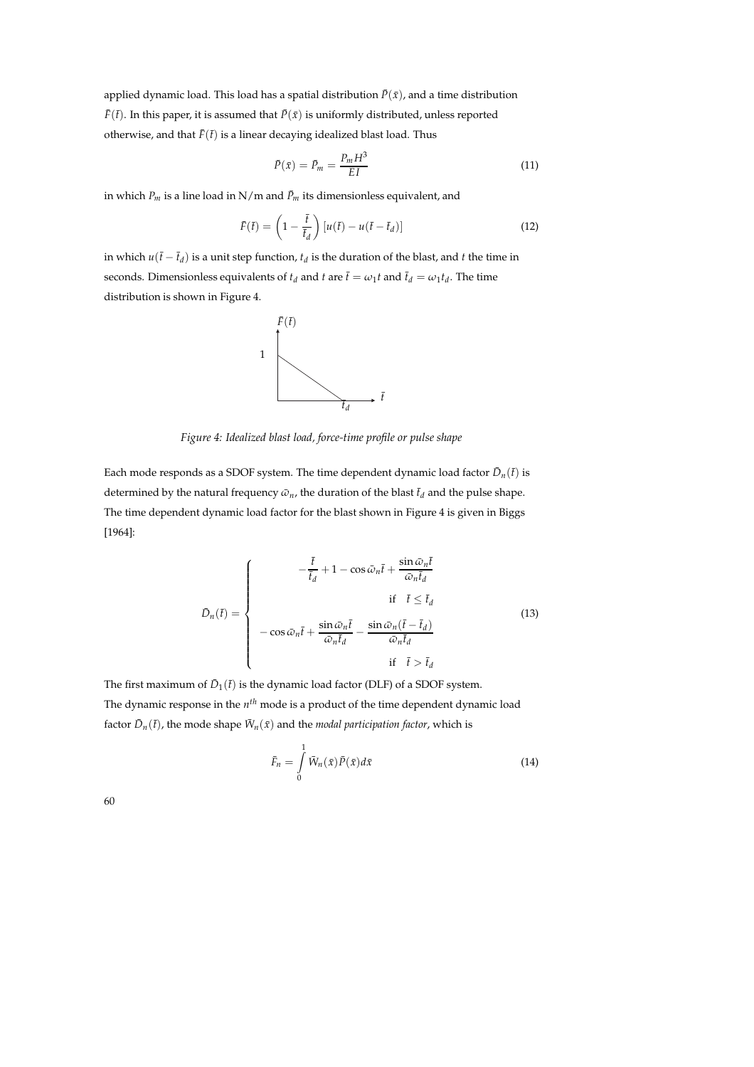applied dynamic load. This load has a spatial distribution $\bar{P}(\bar{x})$, and a time distribution $\bar{F}(\bar{t})$. In this paper, it is assumed that $\bar{P}(\bar{x})$ is uniformly distributed, unless reported otherwise, and that $\bar{F}(\bar{t})$ is a linear decaying idealized blast load. Thus

$$\bar{P}(\bar{x}) = \bar{P}_m = \frac{P_m H^3}{EI} \tag{11}$$

in which $P_m$ is a line load in N/m and $\bar{P}_m$ its dimensionless equivalent, and

$$\bar{F}(\bar{t}) = \left(1 - \frac{\bar{t}}{\bar{t}_d}\right)\left[u(\bar{t}) - u(\bar{t} - \bar{t}_d)\right] \tag{12}$$

in which $u(\bar{t} - \bar{t}_d)$ is a unit step function, $t_d$ is the duration of the blast, and $t$ the time in seconds. Dimensionless equivalents of $t_d$ and $t$ are $\bar{t} = \omega_1 t$ and $\bar{t}_d = \omega_1 t_d$. The time distribution is shown in Figure 4.

*Figure 4: Idealized blast load, force-time profile or pulse shape*

Each mode responds as a SDOF system. The time dependent dynamic load factor $\bar{D}_n(\bar{t})$ is determined by the natural frequency $\bar{\omega}_n$, the duration of the blast $\bar{t}_d$ and the pulse shape. The time dependent dynamic load factor for the blast shown in Figure 4 is given in Biggs [1964]:

$$\bar{D}_n(\bar{t}) = \begin{cases} -\dfrac{\bar{t}}{\bar{t}_d} + 1 - \cos \bar{\omega}_n \bar{t} + \dfrac{\sin \bar{\omega}_n \bar{t}}{\bar{\omega}_n \bar{t}_d} & \text{if} \quad \bar{t} \leq \bar{t}_d \\ -\cos \bar{\omega}_n \bar{t} + \dfrac{\sin \bar{\omega}_n \bar{t}}{\bar{\omega}_n \bar{t}_d} - \dfrac{\sin \bar{\omega}_n (\bar{t} - \bar{t}_d)}{\bar{\omega}_n \bar{t}_d} & \text{if} \quad \bar{t} > \bar{t}_d \end{cases} \tag{13}$$

The first maximum of $\bar{D}_1(\bar{t})$ is the dynamic load factor (DLF) of a SDOF system.
The dynamic response in the $n^{th}$ mode is a product of the time dependent dynamic load factor $\bar{D}_n(\bar{t})$, the mode shape $\bar{W}_n(\bar{x})$ and the *modal participation factor*, which is

$$\bar{F}_n = \int_0^1 \bar{W}_n(\bar{x}) \bar{P}(\bar{x}) d\bar{x} \tag{14}$$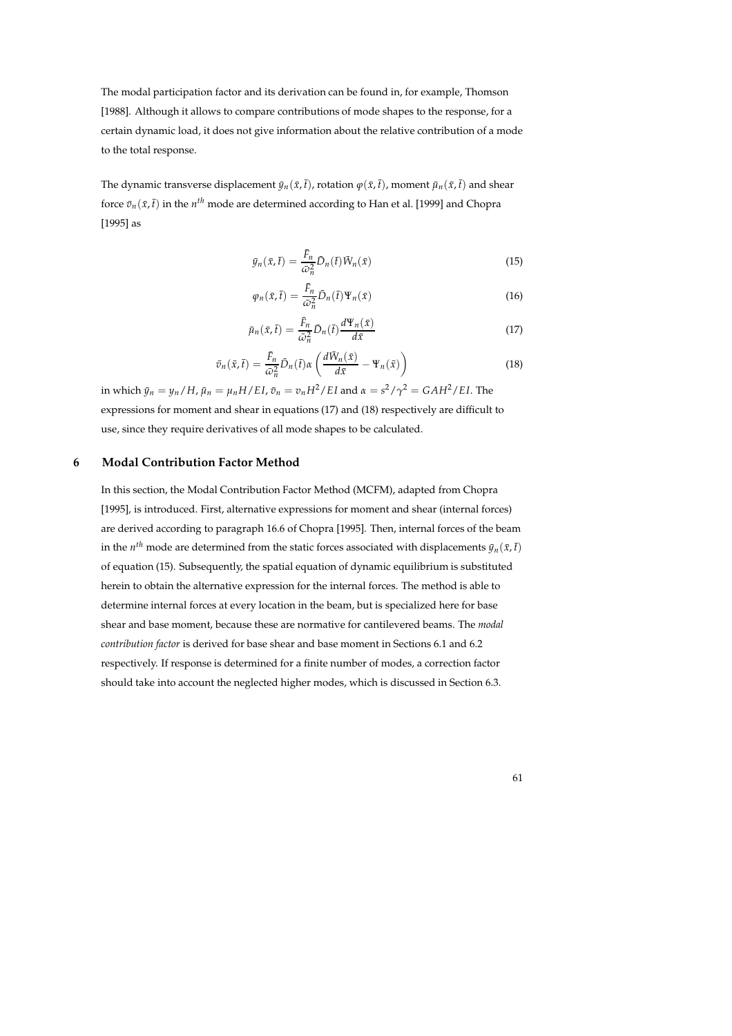The modal participation factor and its derivation can be found in, for example, Thomson [1988]. Although it allows to compare contributions of mode shapes to the response, for a certain dynamic load, it does not give information about the relative contribution of a mode to the total response.

The dynamic transverse displacement $\bar{y}_n(\bar{x}, \bar{t})$, rotation $\varphi(\bar{x}, \bar{t})$, moment $\bar{\mu}_n(\bar{x}, \bar{t})$ and shear force $\bar{v}_n(\bar{x}, \bar{t})$ in the $n^{th}$ mode are determined according to Han et al. [1999] and Chopra [1995] as

$$\bar{y}_n(\bar{x}, \bar{t}) = \frac{\bar{F}_n}{\bar{\omega}_n^2} \bar{D}_n(\bar{t}) \bar{W}_n(\bar{x}) \tag{15}$$

$$\varphi_n(\bar{x}, \bar{t}) = \frac{\bar{F}_n}{\bar{\omega}_n^2} \bar{D}_n(\bar{t}) \Psi_n(\bar{x}) \tag{16}$$

$$\bar{\mu}_n(\bar{x}, \bar{t}) = \frac{\bar{F}_n}{\bar{\omega}_n^2} \bar{D}_n(\bar{t}) \frac{d\Psi_n(\bar{x})}{d\bar{x}} \tag{17}$$

$$\bar{v}_n(\bar{x}, \bar{t}) = \frac{\bar{F}_n}{\bar{\omega}_n^2} \bar{D}_n(\bar{t}) \alpha \left( \frac{d\bar{W}_n(\bar{x})}{d\bar{x}} - \Psi_n(\bar{x}) \right) \tag{18}$$

in which $\bar{y}_n = y_n / H$, $\bar{\mu}_n = \mu_n H / EI$, $\bar{v}_n = v_n H^2 / EI$ and $\alpha = s^2 / \gamma^2 = GAH^2 / EI$. The expressions for moment and shear in equations (17) and (18) respectively are difficult to use, since they require derivatives of all mode shapes to be calculated.

## 6 Modal Contribution Factor Method

In this section, the Modal Contribution Factor Method (MCFM), adapted from Chopra [1995], is introduced. First, alternative expressions for moment and shear (internal forces) are derived according to paragraph 16.6 of Chopra [1995]. Then, internal forces of the beam in the $n^{th}$ mode are determined from the static forces associated with displacements $\bar{y}_n(\bar{x}, \bar{t})$ of equation (15). Subsequently, the spatial equation of dynamic equilibrium is substituted herein to obtain the alternative expression for the internal forces. The method is able to determine internal forces at every location in the beam, but is specialized here for base shear and base moment, because these are normative for cantilevered beams. The *modal contribution factor* is derived for base shear and base moment in Sections 6.1 and 6.2 respectively. If response is determined for a finite number of modes, a correction factor should take into account the neglected higher modes, which is discussed in Section 6.3.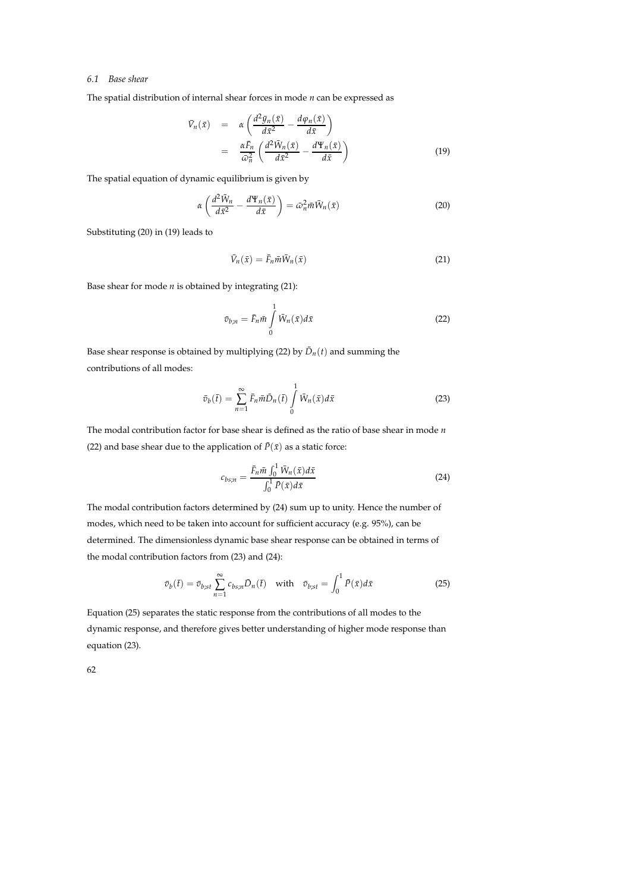### 6.1 Base shear

The spatial distribution of internal shear forces in mode $n$ can be expressed as

$$
\begin{aligned}
\bar{V}_n(\bar{x}) &= \alpha \left( \frac{d^2 \bar{y}_n(\bar{x})}{d\bar{x}^2} - \frac{d\varphi_n(\bar{x})}{d\bar{x}} \right) \\
&= \frac{\alpha \bar{\Gamma}_n}{\bar{\omega}_n^2} \left( \frac{d^2 \bar{W}_n(\bar{x})}{d\bar{x}^2} - \frac{d\Psi_n(\bar{x})}{d\bar{x}} \right)
\end{aligned}
\tag{19}
$$

The spatial equation of dynamic equilibrium is given by

$$
\alpha \left( \frac{d^2 \bar{W}_n}{d\bar{x}^2} - \frac{d\Psi_n(\bar{x})}{d\bar{x}} \right) = \bar{\omega}_n^2 \bar{m} \bar{W}_n(\bar{x}) \tag{20}
$$

Substituting (20) in (19) leads to

$$
\bar{V}_n(\bar{x}) = \bar{\Gamma}_n \bar{m} \bar{W}_n(\bar{x}) \tag{21}
$$

Base shear for mode $n$ is obtained by integrating (21):

$$
\bar{v}_{b;n} = \bar{\Gamma}_n \bar{m} \int_0^1 \bar{W}_n(\bar{x}) d\bar{x} \tag{22}
$$

Base shear response is obtained by multiplying (22) by $\bar{D}_n(t)$ and summing the contributions of all modes:

$$
\bar{v}_b(\bar{t}) = \sum_{n=1}^{\infty} \bar{\Gamma}_n \bar{m} \bar{D}_n(\bar{t}) \int_0^1 \bar{W}_n(\bar{x}) d\bar{x} \tag{23}
$$

The modal contribution factor for base shear is defined as the ratio of base shear in mode $n$ (22) and base shear due to the application of $\bar{P}(\bar{x})$ as a static force:

$$
c_{bs;n} = \frac{\bar{\Gamma}_n \bar{m} \int_0^1 \bar{W}_n(\bar{x}) d\bar{x}}{\int_0^1 \bar{P}(\bar{x}) d\bar{x}} \tag{24}
$$

The modal contribution factors determined by (24) sum up to unity. Hence the number of modes, which need to be taken into account for sufficient accuracy (e.g. 95%), can be determined. The dimensionless dynamic base shear response can be obtained in terms of the modal contribution factors from (23) and (24):

$$
\bar{v}_b(\bar{t}) = \bar{v}_{b;st} \sum_{n=1}^{\infty} c_{bs;n} \bar{D}_n(\bar{t}) \quad \text{with} \quad \bar{v}_{b;st} = \int_0^1 \bar{P}(\bar{x}) d\bar{x} \tag{25}
$$

Equation (25) separates the static response from the contributions of all modes to the dynamic response, and therefore gives better understanding of higher mode response than equation (23).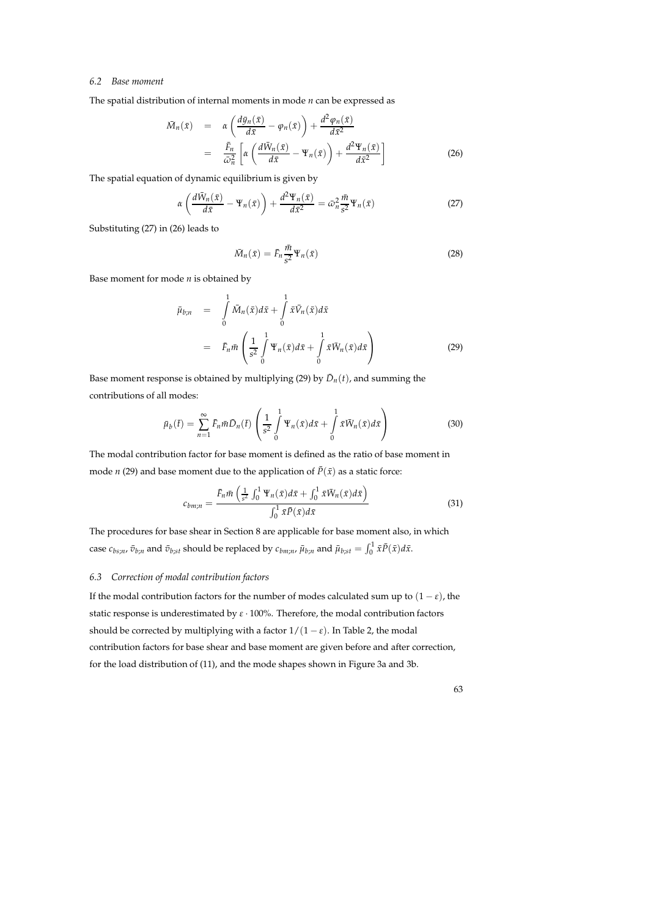### 6.2 *Base moment*

The spatial distribution of internal moments in mode $n$ can be expressed as

$$
\begin{aligned}
\bar{M}_n(\bar{x}) &= \alpha\left(\frac{d\bar{y}_n(\bar{x})}{d\bar{x}} - \varphi_n(\bar{x})\right) + \frac{d^2\varphi_n(\bar{x})}{d\bar{x}^2} \\
&= \frac{\bar{F}_n}{\bar{\omega}_n^2}\left[\alpha\left(\frac{d\bar{W}_n(\bar{x})}{d\bar{x}} - \Psi_n(\bar{x})\right) + \frac{d^2\Psi_n(\bar{x})}{d\bar{x}^2}\right]
\end{aligned} \tag{26}
$$

The spatial equation of dynamic equilibrium is given by

$$
\alpha\left(\frac{d\bar{W}_n(\bar{x})}{d\bar{x}} - \Psi_n(\bar{x})\right) + \frac{d^2\Psi_n(\bar{x})}{d\bar{x}^2} = \bar{\omega}_n^2\frac{\bar{m}}{s^2}\Psi_n(\bar{x}) \tag{27}
$$

Substituting (27) in (26) leads to

$$
\bar{M}_n(\bar{x}) = \bar{F}_n\frac{\bar{m}}{s^2}\Psi_n(\bar{x}) \tag{28}
$$

Base moment for mode $n$ is obtained by

$$
\begin{aligned}
\bar{\mu}_{b;n} &= \int_0^1 \bar{M}_n(\bar{x})d\bar{x} + \int_0^1 \bar{x}\bar{V}_n(\bar{x})d\bar{x} \\
&= \bar{F}_n\bar{m}\left(\frac{1}{s^2}\int_0^1 \Psi_n(\bar{x})d\bar{x} + \int_0^1 \bar{x}\bar{W}_n(\bar{x})d\bar{x}\right)
\end{aligned} \tag{29}
$$

Base moment response is obtained by multiplying (29) by $\bar{D}_n(t)$, and summing the contributions of all modes:

$$
\bar{\mu}_b(\bar{t}) = \sum_{n=1}^{\infty} \bar{F}_n\bar{m}\bar{D}_n(\bar{t})\left(\frac{1}{s^2}\int_0^1 \Psi_n(\bar{x})d\bar{x} + \int_0^1 \bar{x}\bar{W}_n(\bar{x})d\bar{x}\right) \tag{30}
$$

The modal contribution factor for base moment is defined as the ratio of base moment in mode $n$ (29) and base moment due to the application of $\bar{P}(\bar{x})$ as a static force:

$$
c_{bm;n} = \frac{\bar{F}_n\bar{m}\left(\frac{1}{s^2}\int_0^1 \Psi_n(\bar{x})d\bar{x} + \int_0^1 \bar{x}\bar{W}_n(\bar{x})d\bar{x}\right)}{\int_0^1 \bar{x}\bar{P}(\bar{x})d\bar{x}} \tag{31}
$$

The procedures for base shear in Section 8 are applicable for base moment also, in which case $c_{bs;n}$, $\bar{v}_{b;n}$ and $\bar{v}_{b;st}$ should be replaced by $c_{bm;n}$, $\bar{\mu}_{b;n}$ and $\bar{\mu}_{b;st} = \int_0^1 \bar{x}\bar{P}(\bar{x})d\bar{x}$.

### 6.3 *Correction of modal contribution factors*

If the modal contribution factors for the number of modes calculated sum up to $(1-\varepsilon)$, the static response is underestimated by $\varepsilon \cdot 100\%$. Therefore, the modal contribution factors should be corrected by multiplying with a factor $1/(1-\varepsilon)$. In Table 2, the modal contribution factors for base shear and base moment are given before and after correction, for the load distribution of (11), and the mode shapes shown in Figure 3a and 3b.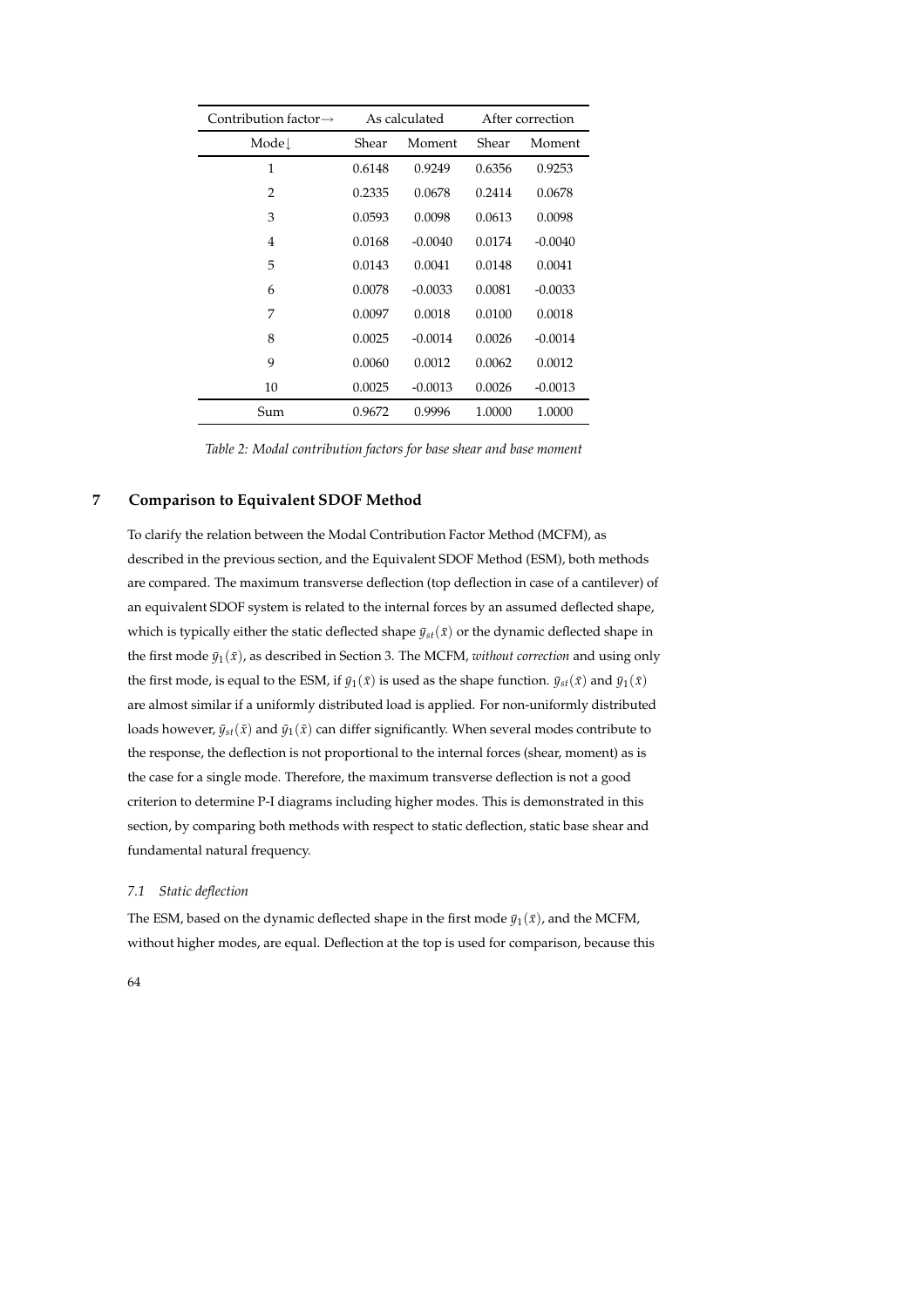| Contribution factor→ | As calculated | | After correction | |
|---|---|---|---|---|
| Mode↓ | Shear | Moment | Shear | Moment |
| 1 | 0.6148 | 0.9249 | 0.6356 | 0.9253 |
| 2 | 0.2335 | 0.0678 | 0.2414 | 0.0678 |
| 3 | 0.0593 | 0.0098 | 0.0613 | 0.0098 |
| 4 | 0.0168 | -0.0040 | 0.0174 | -0.0040 |
| 5 | 0.0143 | 0.0041 | 0.0148 | 0.0041 |
| 6 | 0.0078 | -0.0033 | 0.0081 | -0.0033 |
| 7 | 0.0097 | 0.0018 | 0.0100 | 0.0018 |
| 8 | 0.0025 | -0.0014 | 0.0026 | -0.0014 |
| 9 | 0.0060 | 0.0012 | 0.0062 | 0.0012 |
| 10 | 0.0025 | -0.0013 | 0.0026 | -0.0013 |
| Sum | 0.9672 | 0.9996 | 1.0000 | 1.0000 |

*Table 2: Modal contribution factors for base shear and base moment*

## 7 Comparison to Equivalent SDOF Method

To clarify the relation between the Modal Contribution Factor Method (MCFM), as described in the previous section, and the Equivalent SDOF Method (ESM), both methods are compared. The maximum transverse deflection (top deflection in case of a cantilever) of an equivalent SDOF system is related to the internal forces by an assumed deflected shape, which is typically either the static deflected shape $\bar{y}_{st}(\bar{x})$ or the dynamic deflected shape in the first mode $\bar{y}_1(\bar{x})$, as described in Section 3. The MCFM, *without correction* and using only the first mode, is equal to the ESM, if $\bar{y}_1(\bar{x})$ is used as the shape function. $\bar{y}_{st}(\bar{x})$ and $\bar{y}_1(\bar{x})$ are almost similar if a uniformly distributed load is applied. For non-uniformly distributed loads however, $\bar{y}_{st}(\bar{x})$ and $\bar{y}_1(\bar{x})$ can differ significantly. When several modes contribute to the response, the deflection is not proportional to the internal forces (shear, moment) as is the case for a single mode. Therefore, the maximum transverse deflection is not a good criterion to determine P-I diagrams including higher modes. This is demonstrated in this section, by comparing both methods with respect to static deflection, static base shear and fundamental natural frequency.

### 7.1 Static deflection

The ESM, based on the dynamic deflected shape in the first mode $\bar{y}_1(\bar{x})$, and the MCFM, without higher modes, are equal. Deflection at the top is used for comparison, because this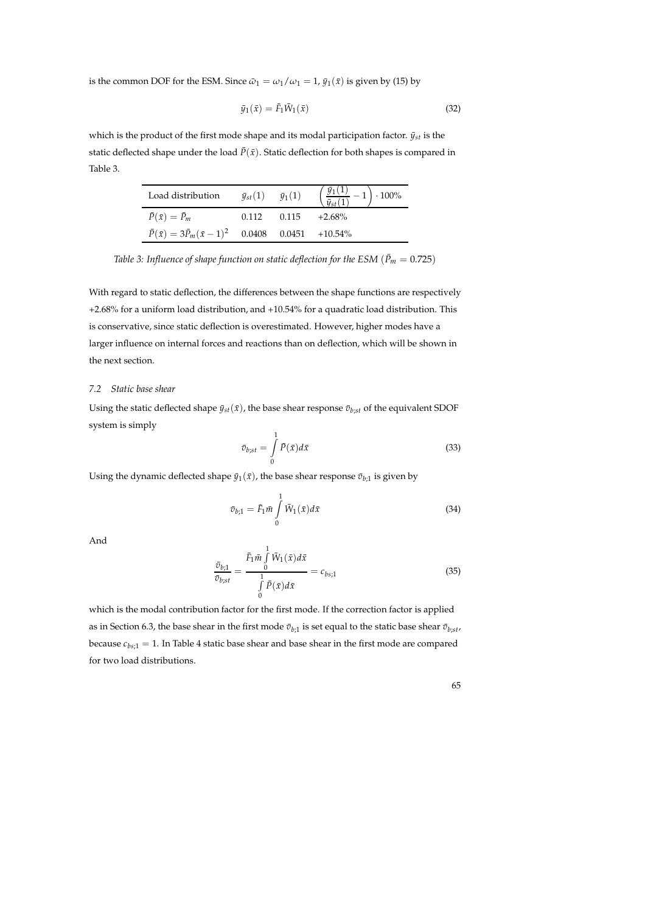is the common DOF for the ESM. Since $\bar{\omega}_1 = \omega_1/\omega_1 = 1$, $\bar{y}_1(\bar{x})$ is given by (15) by

$$\bar{y}_1(\bar{x}) = \bar{F}_1 \bar{W}_1(\bar{x}) \tag{32}$$

which is the product of the first mode shape and its modal participation factor. $\bar{y}_{st}$ is the static deflected shape under the load $\bar{P}(\bar{x})$. Static deflection for both shapes is compared in Table 3.

| Load distribution | $\bar{y}_{st}(1)$ | $\bar{y}_1(1)$ | $\left(\dfrac{\bar{y}_1(1)}{\bar{y}_{st}(1)} - 1\right) \cdot 100\%$ |
|---|---|---|---|
| $\bar{P}(\bar{x}) = \bar{P}_m$ | 0.112 | 0.115 | +2.68% |
| $\bar{P}(\bar{x}) = 3\bar{P}_m(\bar{x}-1)^2$ | 0.0408 | 0.0451 | +10.54% |

*Table 3: Influence of shape function on static deflection for the ESM ($\bar{P}_m = 0.725$)*

With regard to static deflection, the differences between the shape functions are respectively +2.68% for a uniform load distribution, and +10.54% for a quadratic load distribution. This is conservative, since static deflection is overestimated. However, higher modes have a larger influence on internal forces and reactions than on deflection, which will be shown in the next section.

### 7.2 Static base shear

Using the static deflected shape $\bar{y}_{st}(\bar{x})$, the base shear response $\bar{v}_{b;st}$ of the equivalent SDOF system is simply

$$\bar{v}_{b;st} = \int_0^1 \bar{P}(\bar{x}) d\bar{x} \tag{33}$$

Using the dynamic deflected shape $\bar{y}_1(\bar{x})$, the base shear response $\bar{v}_{b;1}$ is given by

$$\bar{v}_{b;1} = \bar{F}_1 \bar{m} \int_0^1 \bar{W}_1(\bar{x}) d\bar{x} \tag{34}$$

And

$$\frac{\bar{v}_{b;1}}{\bar{v}_{b;st}} = \frac{\bar{F}_1 \bar{m} \int_0^1 \bar{W}_1(\bar{x}) d\bar{x}}{\int_0^1 \bar{P}(\bar{x}) d\bar{x}} = c_{bs;1} \tag{35}$$

which is the modal contribution factor for the first mode. If the correction factor is applied as in Section 6.3, the base shear in the first mode $\bar{v}_{b;1}$ is set equal to the static base shear $\bar{v}_{b;st}$, because $c_{bs;1} = 1$. In Table 4 static base shear and base shear in the first mode are compared for two load distributions.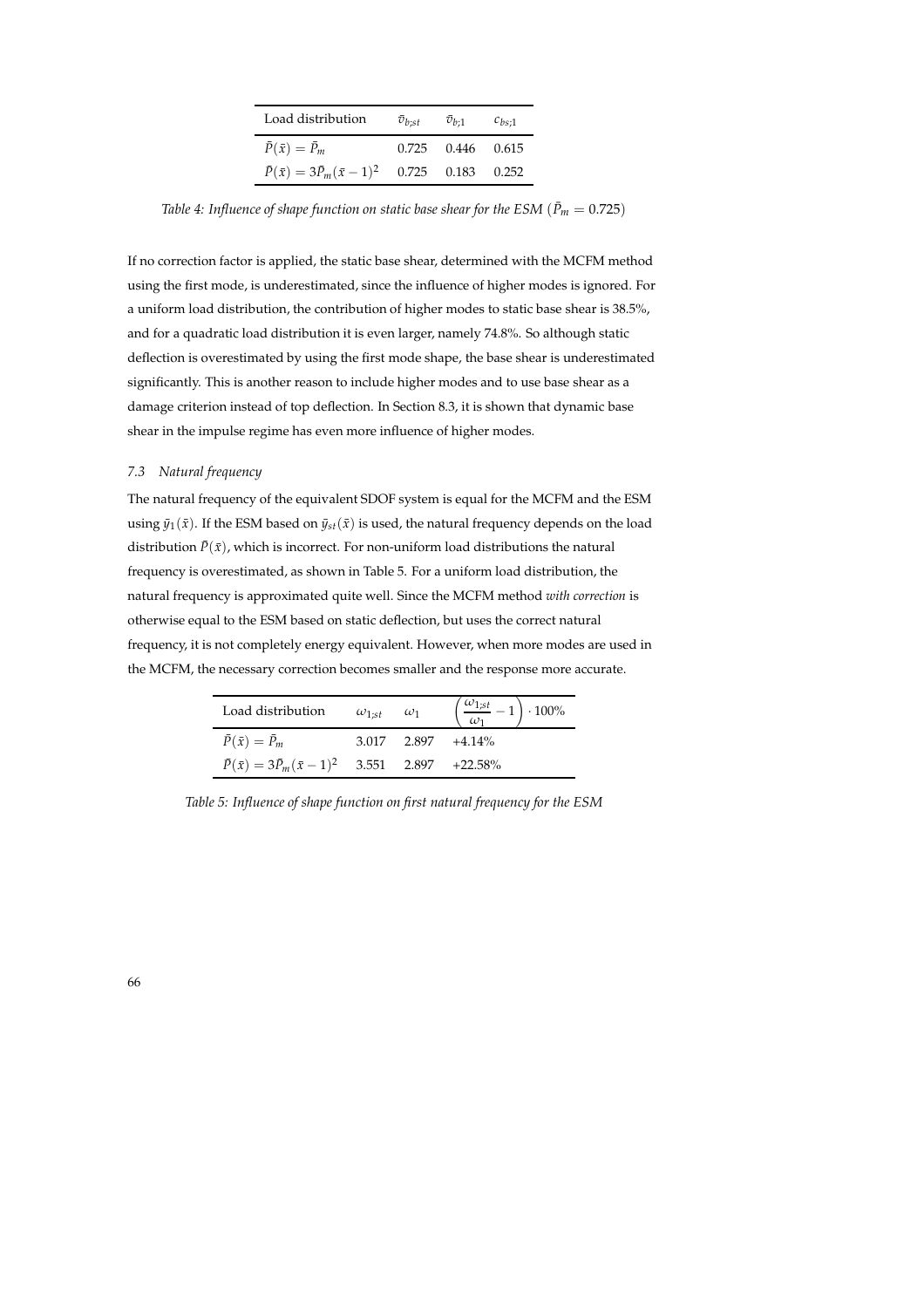| Load distribution | $\bar{v}_{b;st}$ | $\bar{v}_{b;1}$ | $c_{bs;1}$ |
|---|---|---|---|
| $\bar{P}(\bar{x}) = \bar{P}_m$ | 0.725 | 0.446 | 0.615 |
| $\bar{P}(\bar{x}) = 3\bar{P}_m(\bar{x}-1)^2$ | 0.725 | 0.183 | 0.252 |

*Table 4: Influence of shape function on static base shear for the ESM ($\bar{P}_m = 0.725$)*

If no correction factor is applied, the static base shear, determined with the MCFM method using the first mode, is underestimated, since the influence of higher modes is ignored. For a uniform load distribution, the contribution of higher modes to static base shear is 38.5%, and for a quadratic load distribution it is even larger, namely 74.8%. So although static deflection is overestimated by using the first mode shape, the base shear is underestimated significantly. This is another reason to include higher modes and to use base shear as a damage criterion instead of top deflection. In Section 8.3, it is shown that dynamic base shear in the impulse regime has even more influence of higher modes.

### 7.3 Natural frequency

The natural frequency of the equivalent SDOF system is equal for the MCFM and the ESM using $\bar{y}_1(\bar{x})$. If the ESM based on $\bar{y}_{st}(\bar{x})$ is used, the natural frequency depends on the load distribution $\bar{P}(\bar{x})$, which is incorrect. For non-uniform load distributions the natural frequency is overestimated, as shown in Table 5. For a uniform load distribution, the natural frequency is approximated quite well. Since the MCFM method *with correction* is otherwise equal to the ESM based on static deflection, but uses the correct natural frequency, it is not completely energy equivalent. However, when more modes are used in the MCFM, the necessary correction becomes smaller and the response more accurate.

| Load distribution | $\omega_{1;st}$ | $\omega_1$ | $\left(\frac{\omega_{1;st}}{\omega_1} - 1\right) \cdot 100\%$ |
|---|---|---|---|
| $\bar{P}(\bar{x}) = \bar{P}_m$ | 3.017 | 2.897 | +4.14% |
| $\bar{P}(\bar{x}) = 3\bar{P}_m(\bar{x}-1)^2$ | 3.551 | 2.897 | +22.58% |

*Table 5: Influence of shape function on first natural frequency for the ESM*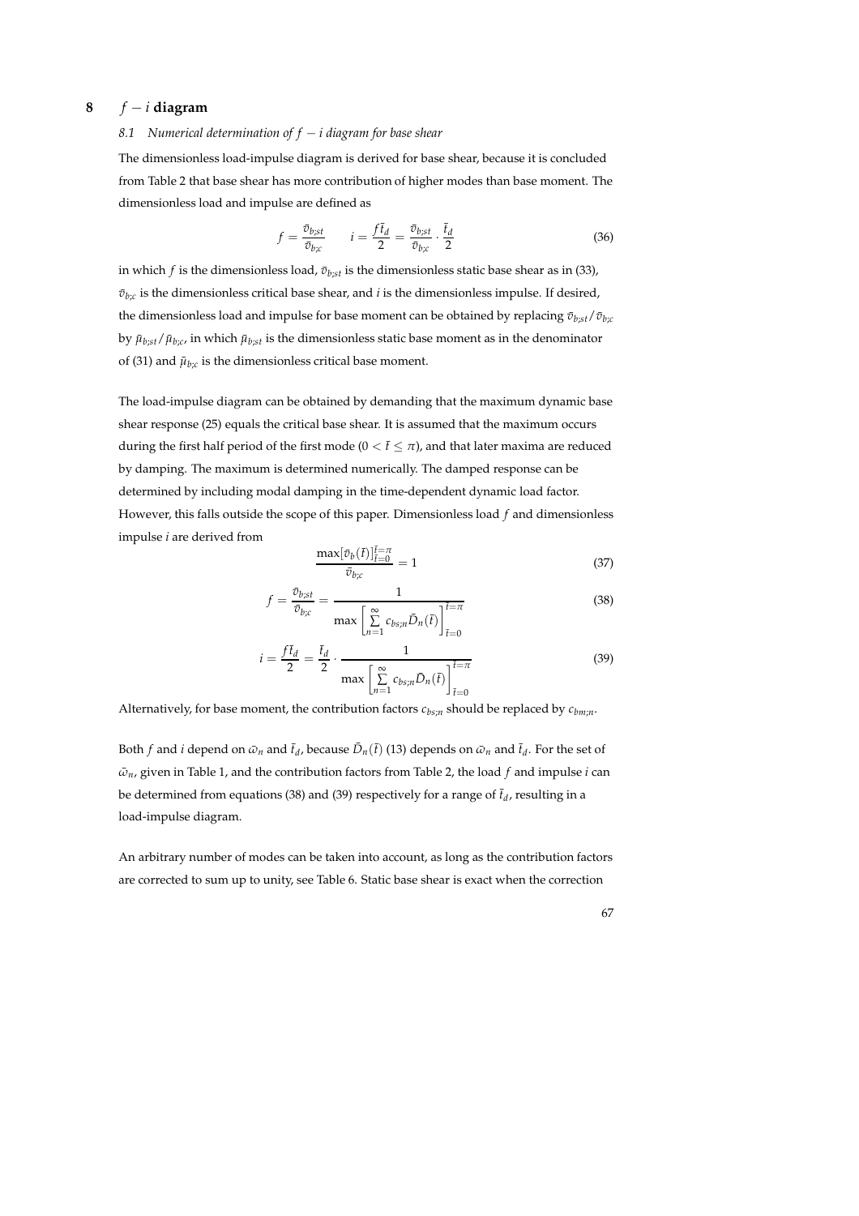# 8 $f - i$ diagram

### 8.1 Numerical determination of $f - i$ diagram for base shear

The dimensionless load-impulse diagram is derived for base shear, because it is concluded from Table 2 that base shear has more contribution of higher modes than base moment. The dimensionless load and impulse are defined as

$$f = \frac{\bar{v}_{b;st}}{\bar{v}_{b;c}} \qquad i = \frac{f\bar{t}_d}{2} = \frac{\bar{v}_{b;st}}{\bar{v}_{b;c}} \cdot \frac{\bar{t}_d}{2} \tag{36}$$

in which $f$ is the dimensionless load, $\bar{v}_{b;st}$ is the dimensionless static base shear as in (33), $\bar{v}_{b;c}$ is the dimensionless critical base shear, and $i$ is the dimensionless impulse. If desired, the dimensionless load and impulse for base moment can be obtained by replacing $\bar{v}_{b;st}/\bar{v}_{b;c}$ by $\bar{\mu}_{b;st}/\bar{\mu}_{b;c}$, in which $\bar{\mu}_{b;st}$ is the dimensionless static base moment as in the denominator of (31) and $\bar{\mu}_{b;c}$ is the dimensionless critical base moment.

The load-impulse diagram can be obtained by demanding that the maximum dynamic base shear response (25) equals the critical base shear. It is assumed that the maximum occurs during the first half period of the first mode ($0 < \bar{t} \leq \pi$), and that later maxima are reduced by damping. The maximum is determined numerically. The damped response can be determined by including modal damping in the time-dependent dynamic load factor. However, this falls outside the scope of this paper. Dimensionless load $f$ and dimensionless impulse $i$ are derived from

$$\frac{\max[\bar{v}_b(\bar{t})]_{\bar{t}=0}^{\bar{t}=\pi}}{\bar{v}_{b;c}} = 1 \tag{37}$$

$$f = \frac{\bar{v}_{b;st}}{\bar{v}_{b;c}} = \frac{1}{\max\left[\sum\limits_{n=1}^{\infty} c_{bs;n}\bar{D}_n(\bar{t})\right]_{\bar{t}=0}^{\bar{t}=\pi}} \tag{38}$$

$$i = \frac{f\bar{t}_d}{2} = \frac{\bar{t}_d}{2} \cdot \frac{1}{\max\left[\sum\limits_{n=1}^{\infty} c_{bs;n}\bar{D}_n(\bar{t})\right]_{\bar{t}=0}^{\bar{t}=\pi}} \tag{39}$$

Alternatively, for base moment, the contribution factors $c_{bs;n}$ should be replaced by $c_{bm;n}$.

Both $f$ and $i$ depend on $\bar{\omega}_n$ and $\bar{t}_d$, because $\bar{D}_n(\bar{t})$ (13) depends on $\bar{\omega}_n$ and $\bar{t}_d$. For the set of $\bar{\omega}_n$, given in Table 1, and the contribution factors from Table 2, the load $f$ and impulse $i$ can be determined from equations (38) and (39) respectively for a range of $\bar{t}_d$, resulting in a load-impulse diagram.

An arbitrary number of modes can be taken into account, as long as the contribution factors are corrected to sum up to unity, see Table 6. Static base shear is exact when the correction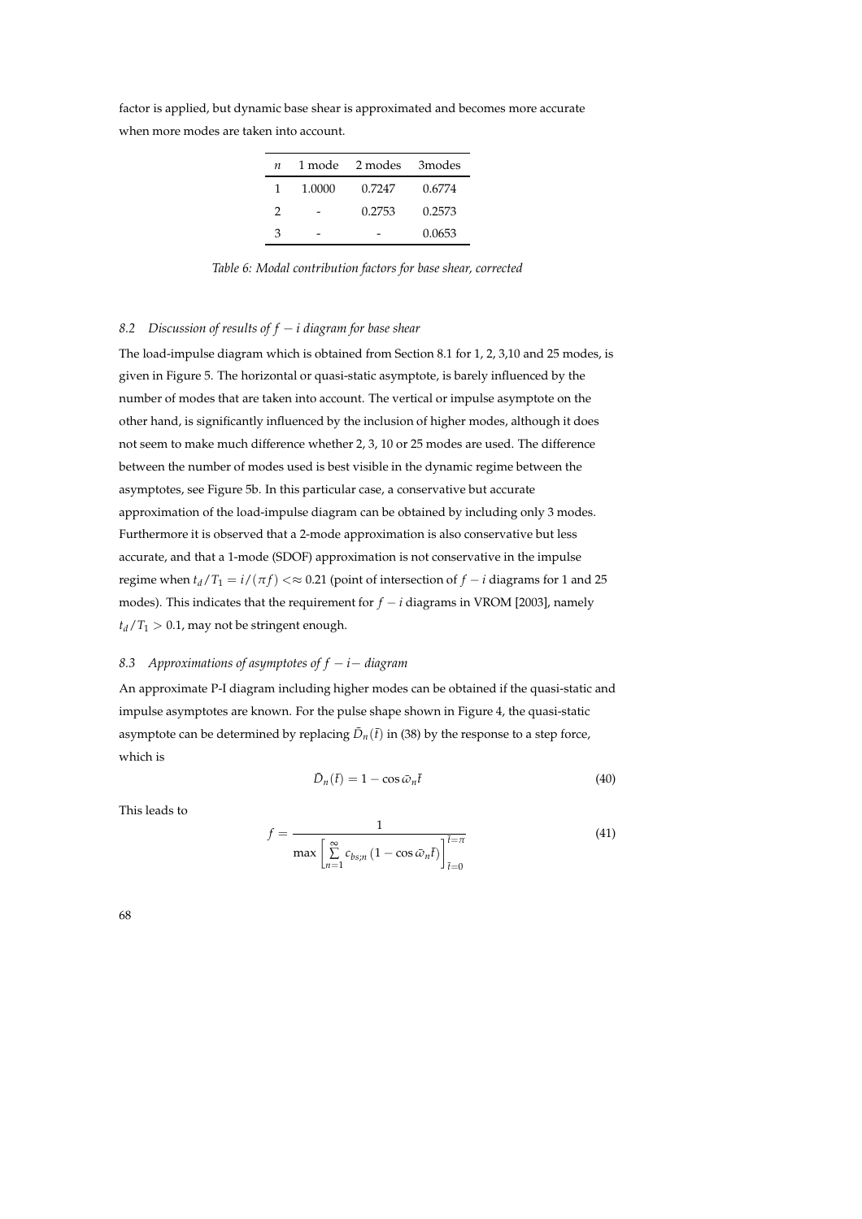factor is applied, but dynamic base shear is approximated and becomes more accurate when more modes are taken into account.

| $n$ | 1 mode | 2 modes | 3modes |
|---|---|---|---|
| 1 | 1.0000 | 0.7247 | 0.6774 |
| 2 | - | 0.2753 | 0.2573 |
| 3 | - | - | 0.0653 |

*Table 6: Modal contribution factors for base shear, corrected*

### 8.2 Discussion of results of $f-i$ diagram for base shear

The load-impulse diagram which is obtained from Section 8.1 for 1, 2, 3,10 and 25 modes, is given in Figure 5. The horizontal or quasi-static asymptote, is barely influenced by the number of modes that are taken into account. The vertical or impulse asymptote on the other hand, is significantly influenced by the inclusion of higher modes, although it does not seem to make much difference whether 2, 3, 10 or 25 modes are used. The difference between the number of modes used is best visible in the dynamic regime between the asymptotes, see Figure 5b. In this particular case, a conservative but accurate approximation of the load-impulse diagram can be obtained by including only 3 modes. Furthermore it is observed that a 2-mode approximation is also conservative but less accurate, and that a 1-mode (SDOF) approximation is not conservative in the impulse regime when $t_d/T_1 = i/(\pi f) <\approx 0.21$ (point of intersection of $f-i$ diagrams for 1 and 25 modes). This indicates that the requirement for $f-i$ diagrams in VROM [2003], namely $t_d/T_1 > 0.1$, may not be stringent enough.

### 8.3 Approximations of asymptotes of $f-i-$ diagram

An approximate P-I diagram including higher modes can be obtained if the quasi-static and impulse asymptotes are known. For the pulse shape shown in Figure 4, the quasi-static asymptote can be determined by replacing $\bar{D}_n(\bar{t})$ in (38) by the response to a step force, which is

$$\bar{D}_n(\bar{t}) = 1 - \cos\bar{\omega}_n\bar{t} \tag{40}$$

This leads to

$$f = \frac{1}{\max\left[\sum\limits_{n=1}^{\infty} c_{bs;n}\left(1-\cos\bar{\omega}_n\bar{t}\right)\right]_{\bar{t}=0}^{\bar{t}=\pi}} \tag{41}$$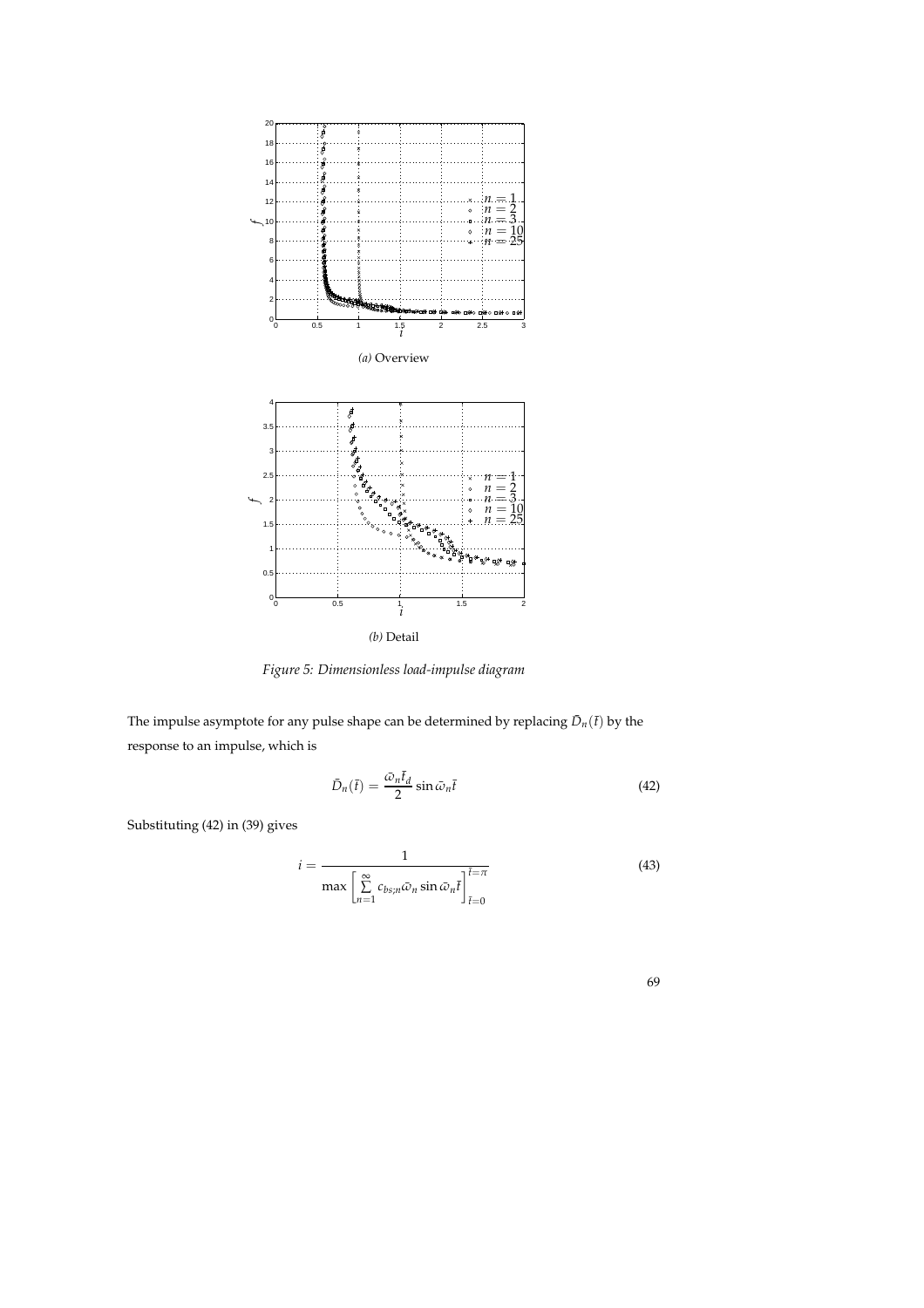*(a)* Overview

*(b)* Detail

*Figure 5: Dimensionless load-impulse diagram*

The impulse asymptote for any pulse shape can be determined by replacing $\bar{D}_n(\bar{t})$ by the response to an impulse, which is

$$\bar{D}_n(\bar{t}) = \frac{\bar{\omega}_n \bar{t}_d}{2} \sin \bar{\omega}_n \bar{t} \tag{42}$$

Substituting (42) in (39) gives

$$i = \frac{1}{\max \left[ \sum_{n=1}^{\infty} c_{bs;n} \bar{\omega}_n \sin \bar{\omega}_n \bar{t} \right]_{\bar{t}=0}^{\bar{t}=\pi}} \tag{43}$$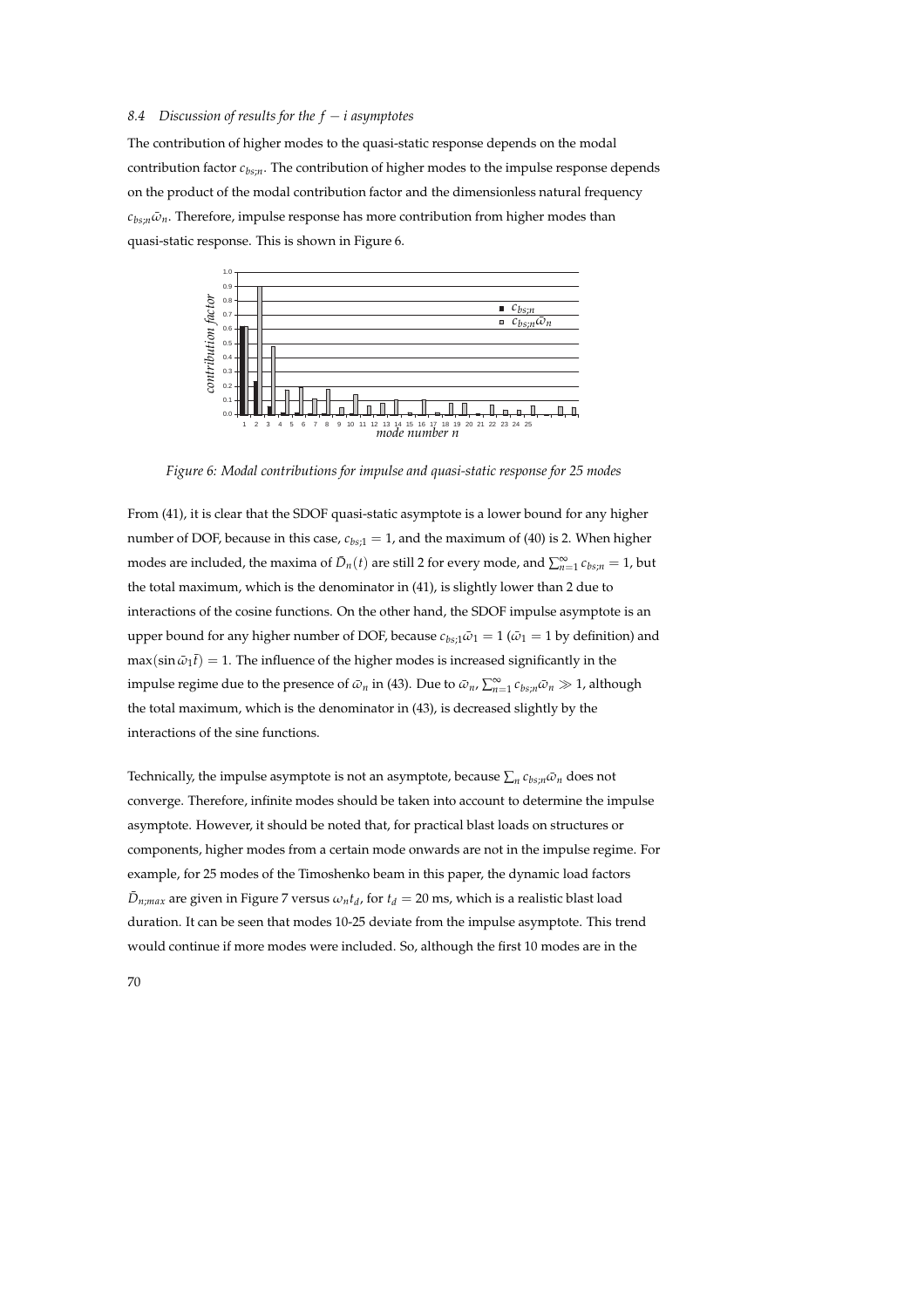### 8.4 Discussion of results for the $f - i$ asymptotes

The contribution of higher modes to the quasi-static response depends on the modal contribution factor $c_{bs;n}$. The contribution of higher modes to the impulse response depends on the product of the modal contribution factor and the dimensionless natural frequency $c_{bs;n}\bar{\omega}_n$. Therefore, impulse response has more contribution from higher modes than quasi-static response. This is shown in Figure 6.

Figure 6: Modal contributions for impulse and quasi-static response for 25 modes

From (41), it is clear that the SDOF quasi-static asymptote is a lower bound for any higher number of DOF, because in this case, $c_{bs;1} = 1$, and the maximum of (40) is 2. When higher modes are included, the maxima of $\bar{D}_n(t)$ are still 2 for every mode, and $\sum_{n=1}^{\infty} c_{bs;n} = 1$, but the total maximum, which is the denominator in (41), is slightly lower than 2 due to interactions of the cosine functions. On the other hand, the SDOF impulse asymptote is an upper bound for any higher number of DOF, because $c_{bs;1}\bar{\omega}_1 = 1$ ($\bar{\omega}_1 = 1$ by definition) and $\max(\sin \bar{\omega}_1 \bar{t}) = 1$. The influence of the higher modes is increased significantly in the impulse regime due to the presence of $\bar{\omega}_n$ in (43). Due to $\bar{\omega}_n$, $\sum_{n=1}^{\infty} c_{bs;n}\bar{\omega}_n \gg 1$, although the total maximum, which is the denominator in (43), is decreased slightly by the interactions of the sine functions.

Technically, the impulse asymptote is not an asymptote, because $\sum_n c_{bs;n}\bar{\omega}_n$ does not converge. Therefore, infinite modes should be taken into account to determine the impulse asymptote. However, it should be noted that, for practical blast loads on structures or components, higher modes from a certain mode onwards are not in the impulse regime. For example, for 25 modes of the Timoshenko beam in this paper, the dynamic load factors $\bar{D}_{n;max}$ are given in Figure 7 versus $\omega_n t_d$, for $t_d = 20$ ms, which is a realistic blast load duration. It can be seen that modes 10-25 deviate from the impulse asymptote. This trend would continue if more modes were included. So, although the first 10 modes are in the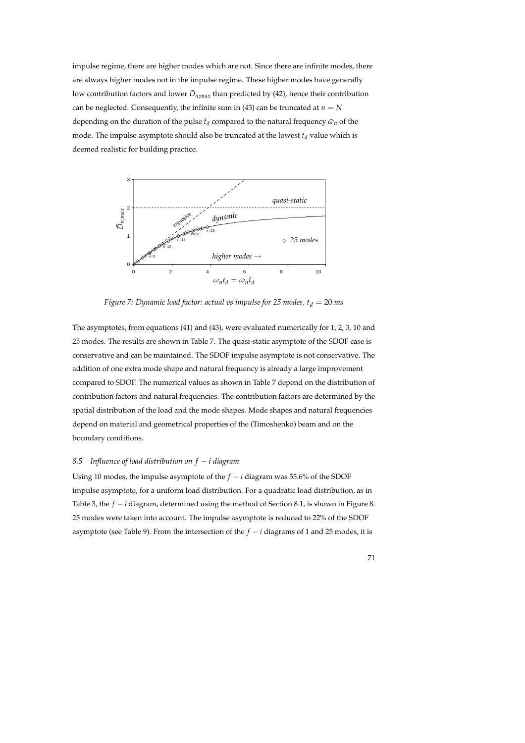impulse regime, there are higher modes which are not. Since there are infinite modes, there are always higher modes not in the impulse regime. These higher modes have generally low contribution factors and lower $\bar{D}_{n;max}$ than predicted by (42), hence their contribution can be neglected. Consequently, the infinite sum in (43) can be truncated at $n = N$ depending on the duration of the pulse $\bar{t}_d$ compared to the natural frequency $\bar{\omega}_n$ of the mode. The impulse asymptote should also be truncated at the lowest $\bar{t}_d$ value which is deemed realistic for building practice.

*Figure 7: Dynamic load factor: actual vs impulse for 25 modes, $t_d = 20$ ms*

The asymptotes, from equations (41) and (43), were evaluated numerically for 1, 2, 3, 10 and 25 modes. The results are shown in Table 7. The quasi-static asymptote of the SDOF case is conservative and can be maintained. The SDOF impulse asymptote is not conservative. The addition of one extra mode shape and natural frequency is already a large improvement compared to SDOF. The numerical values as shown in Table 7 depend on the distribution of contribution factors and natural frequencies. The contribution factors are determined by the spatial distribution of the load and the mode shapes. Mode shapes and natural frequencies depend on material and geometrical properties of the (Timoshenko) beam and on the boundary conditions.

### 8.5 *Influence of load distribution on $f - i$ diagram*

Using 10 modes, the impulse asymptote of the $f - i$ diagram was 55.6% of the SDOF impulse asymptote, for a uniform load distribution. For a quadratic load distribution, as in Table 3, the $f - i$ diagram, determined using the method of Section 8.1, is shown in Figure 8. 25 modes were taken into account. The impulse asymptote is reduced to 22% of the SDOF asymptote (see Table 9). From the intersection of the $f - i$ diagrams of 1 and 25 modes, it is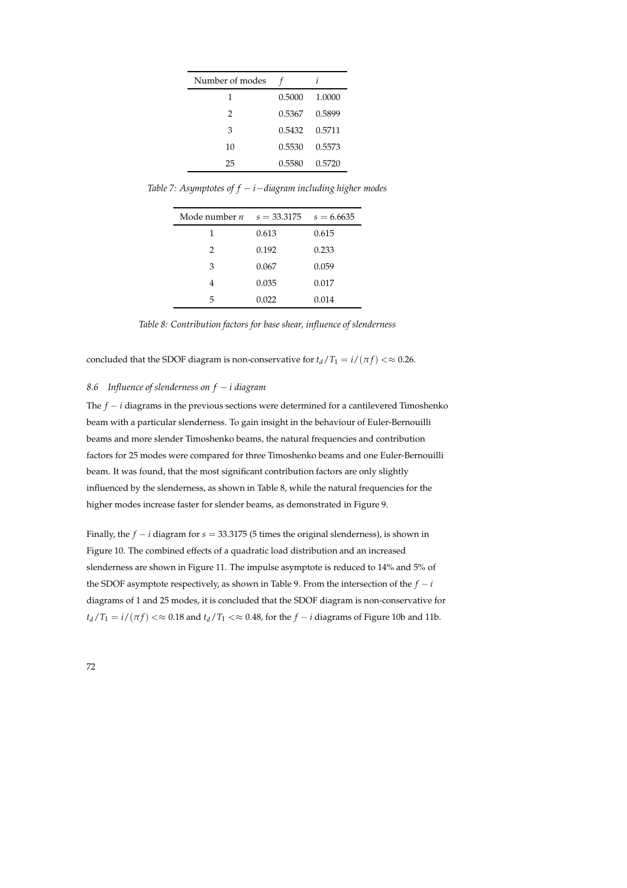| Number of modes | $f$ | $i$ |
|---|---|---|
| 1 | 0.5000 | 1.0000 |
| 2 | 0.5367 | 0.5899 |
| 3 | 0.5432 | 0.5711 |
| 10 | 0.5530 | 0.5573 |
| 25 | 0.5580 | 0.5720 |

*Table 7: Asymptotes of $f-i-$diagram including higher modes*

| Mode number $n$ | $s = 33.3175$ | $s = 6.6635$ |
|---|---|---|
| 1 | 0.613 | 0.615 |
| 2 | 0.192 | 0.233 |
| 3 | 0.067 | 0.059 |
| 4 | 0.035 | 0.017 |
| 5 | 0.022 | 0.014 |

*Table 8: Contribution factors for base shear, influence of slenderness*

concluded that the SDOF diagram is non-conservative for $t_d/T_1 = i/(\pi f) <\approx 0.26$.

### 8.6 *Influence of slenderness on $f-i$ diagram*

The $f-i$ diagrams in the previous sections were determined for a cantilevered Timoshenko beam with a particular slenderness. To gain insight in the behaviour of Euler-Bernouilli beams and more slender Timoshenko beams, the natural frequencies and contribution factors for 25 modes were compared for three Timoshenko beams and one Euler-Bernouilli beam. It was found, that the most significant contribution factors are only slightly influenced by the slenderness, as shown in Table 8, while the natural frequencies for the higher modes increase faster for slender beams, as demonstrated in Figure 9.

Finally, the $f-i$ diagram for $s = 33.3175$ (5 times the original slenderness), is shown in Figure 10. The combined effects of a quadratic load distribution and an increased slenderness are shown in Figure 11. The impulse asymptote is reduced to 14% and 5% of the SDOF asymptote respectively, as shown in Table 9. From the intersection of the $f-i$ diagrams of 1 and 25 modes, it is concluded that the SDOF diagram is non-conservative for $t_d/T_1 = i/(\pi f) <\approx 0.18$ and $t_d/T_1 <\approx 0.48$, for the $f-i$ diagrams of Figure 10b and 11b.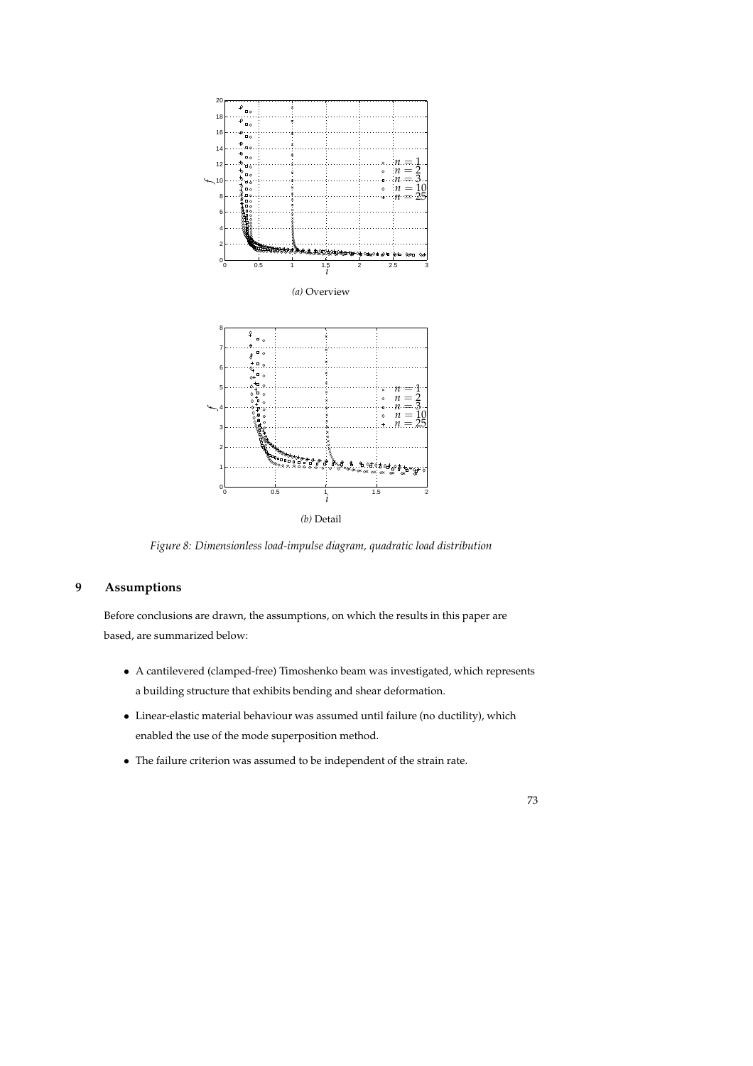*(a)* Overview

*(b)* Detail

*Figure 8: Dimensionless load-impulse diagram, quadratic load distribution*

## 9 Assumptions

Before conclusions are drawn, the assumptions, on which the results in this paper are based, are summarized below:

- A cantilevered (clamped-free) Timoshenko beam was investigated, which represents a building structure that exhibits bending and shear deformation.
- Linear-elastic material behaviour was assumed until failure (no ductility), which enabled the use of the mode superposition method.
- The failure criterion was assumed to be independent of the strain rate.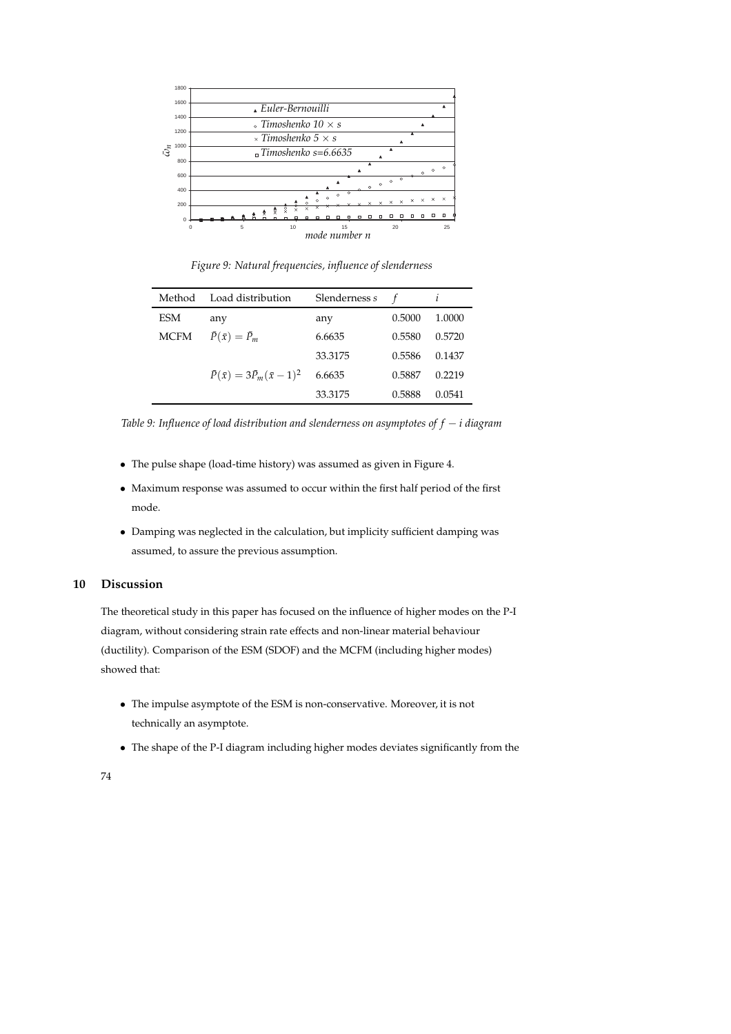*Figure 9: Natural frequencies, influence of slenderness*

| Method | Load distribution | Slenderness $s$ | $f$ | $i$ |
|---|---|---|---|---|
| ESM | any | any | 0.5000 | 1.0000 |
| MCFM | $\bar{P}(\bar{x}) = \bar{P}_m$ | 6.6635 | 0.5580 | 0.5720 |
| | | 33.3175 | 0.5586 | 0.1437 |
| | $\bar{P}(\bar{x}) = 3\bar{P}_m(\bar{x}-1)^2$ | 6.6635 | 0.5887 | 0.2219 |
| | | 33.3175 | 0.5888 | 0.0541 |

*Table 9: Influence of load distribution and slenderness on asymptotes of $f - i$ diagram*

- The pulse shape (load-time history) was assumed as given in Figure 4.
- Maximum response was assumed to occur within the first half period of the first mode.
- Damping was neglected in the calculation, but implicity sufficient damping was assumed, to assure the previous assumption.

## 10 Discussion

The theoretical study in this paper has focused on the influence of higher modes on the P-I diagram, without considering strain rate effects and non-linear material behaviour (ductility). Comparison of the ESM (SDOF) and the MCFM (including higher modes) showed that:

- The impulse asymptote of the ESM is non-conservative. Moreover, it is not technically an asymptote.
- The shape of the P-I diagram including higher modes deviates significantly from the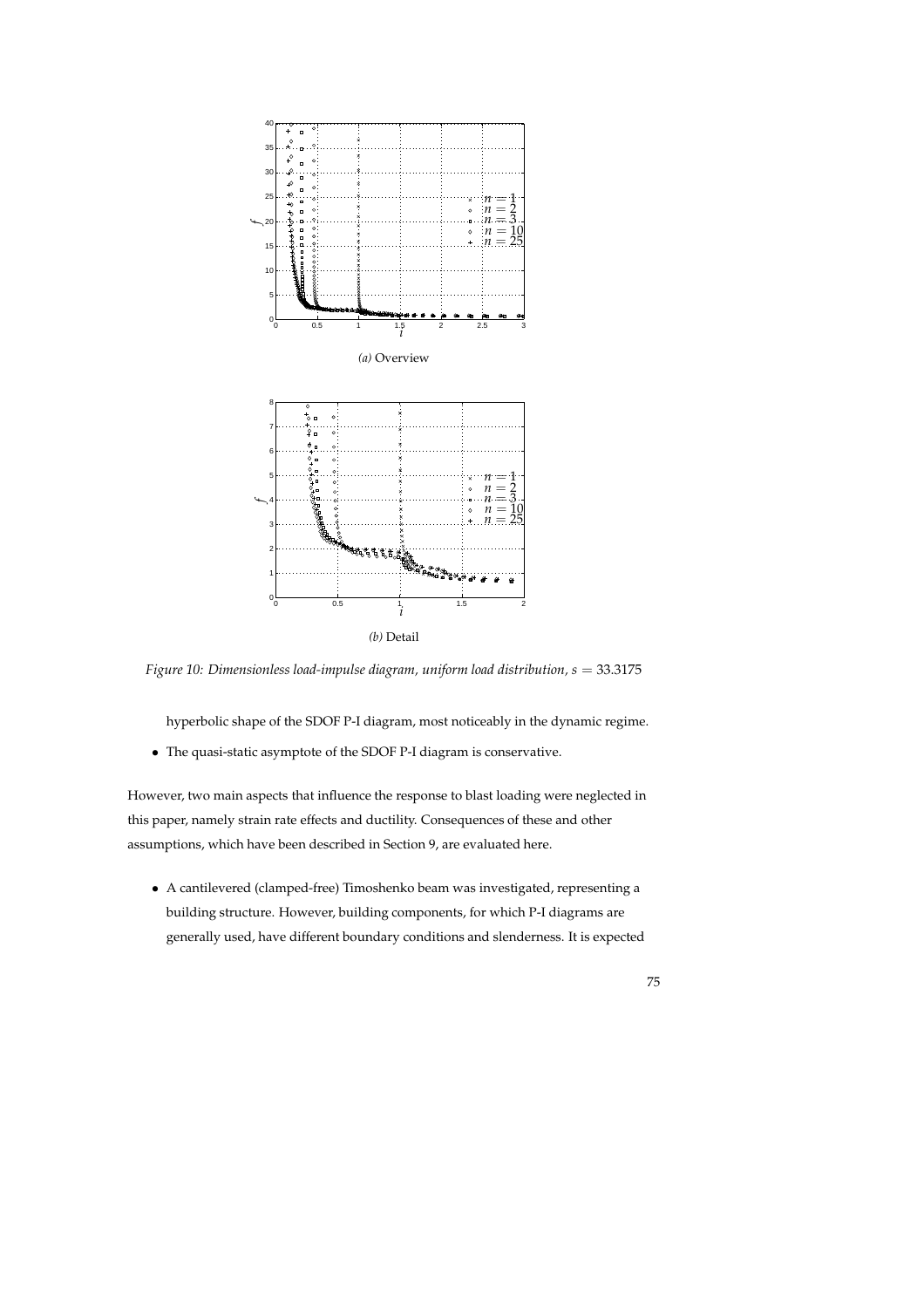*(a)* Overview

*(b)* Detail

*Figure 10: Dimensionless load-impulse diagram, uniform load distribution, $s = 33.3175$*

hyperbolic shape of the SDOF P-I diagram, most noticeably in the dynamic regime.

- The quasi-static asymptote of the SDOF P-I diagram is conservative.

However, two main aspects that influence the response to blast loading were neglected in this paper, namely strain rate effects and ductility. Consequences of these and other assumptions, which have been described in Section 9, are evaluated here.

- A cantilevered (clamped-free) Timoshenko beam was investigated, representing a building structure. However, building components, for which P-I diagrams are generally used, have different boundary conditions and slenderness. It is expected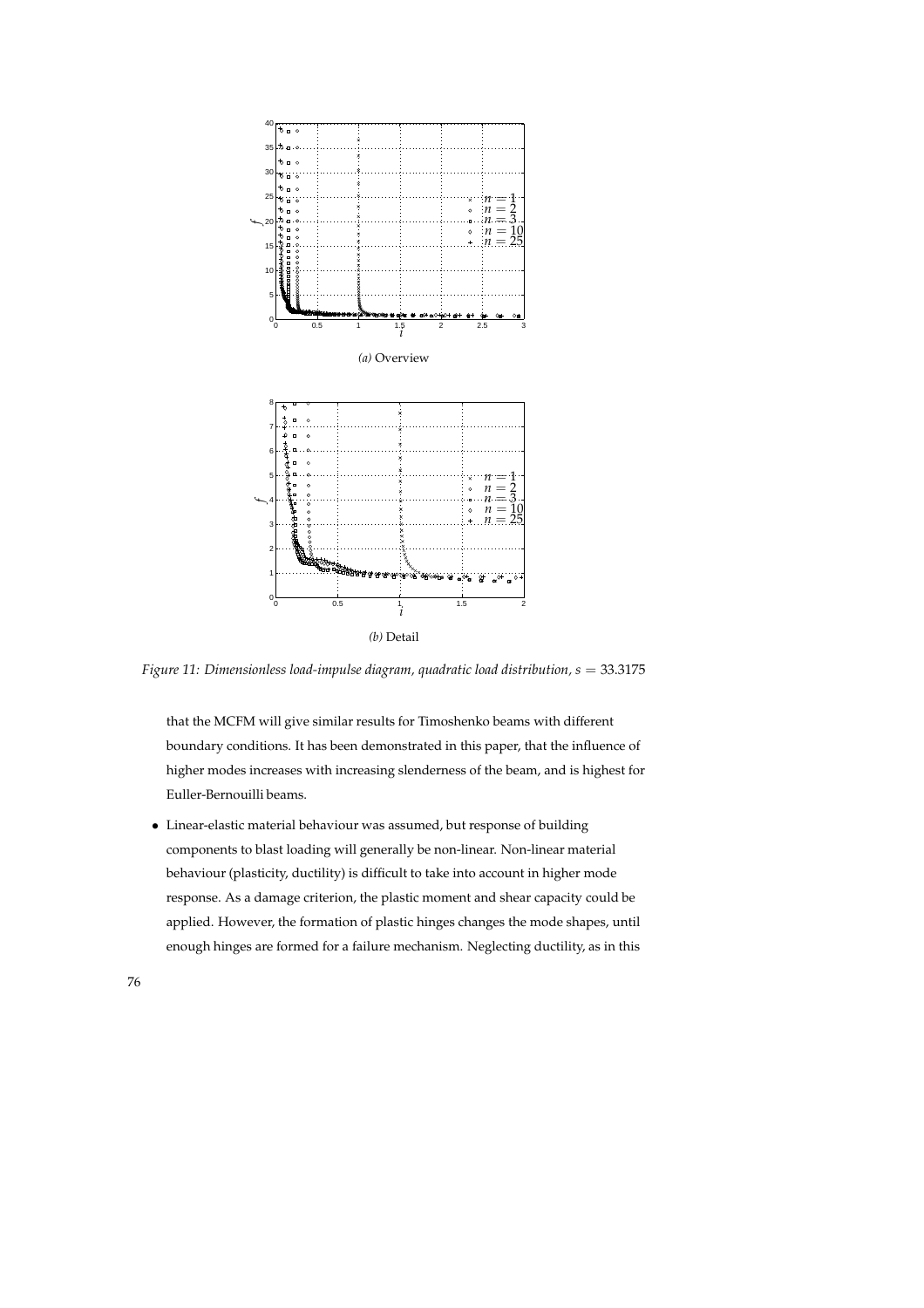*(a)* Overview

*(b)* Detail

*Figure 11: Dimensionless load-impulse diagram, quadratic load distribution, $s = 33.3175$*

that the MCFM will give similar results for Timoshenko beams with different boundary conditions. It has been demonstrated in this paper, that the influence of higher modes increases with increasing slenderness of the beam, and is highest for Euller-Bernouilli beams.

- Linear-elastic material behaviour was assumed, but response of building components to blast loading will generally be non-linear. Non-linear material behaviour (plasticity, ductility) is difficult to take into account in higher mode response. As a damage criterion, the plastic moment and shear capacity could be applied. However, the formation of plastic hinges changes the mode shapes, until enough hinges are formed for a failure mechanism. Neglecting ductility, as in this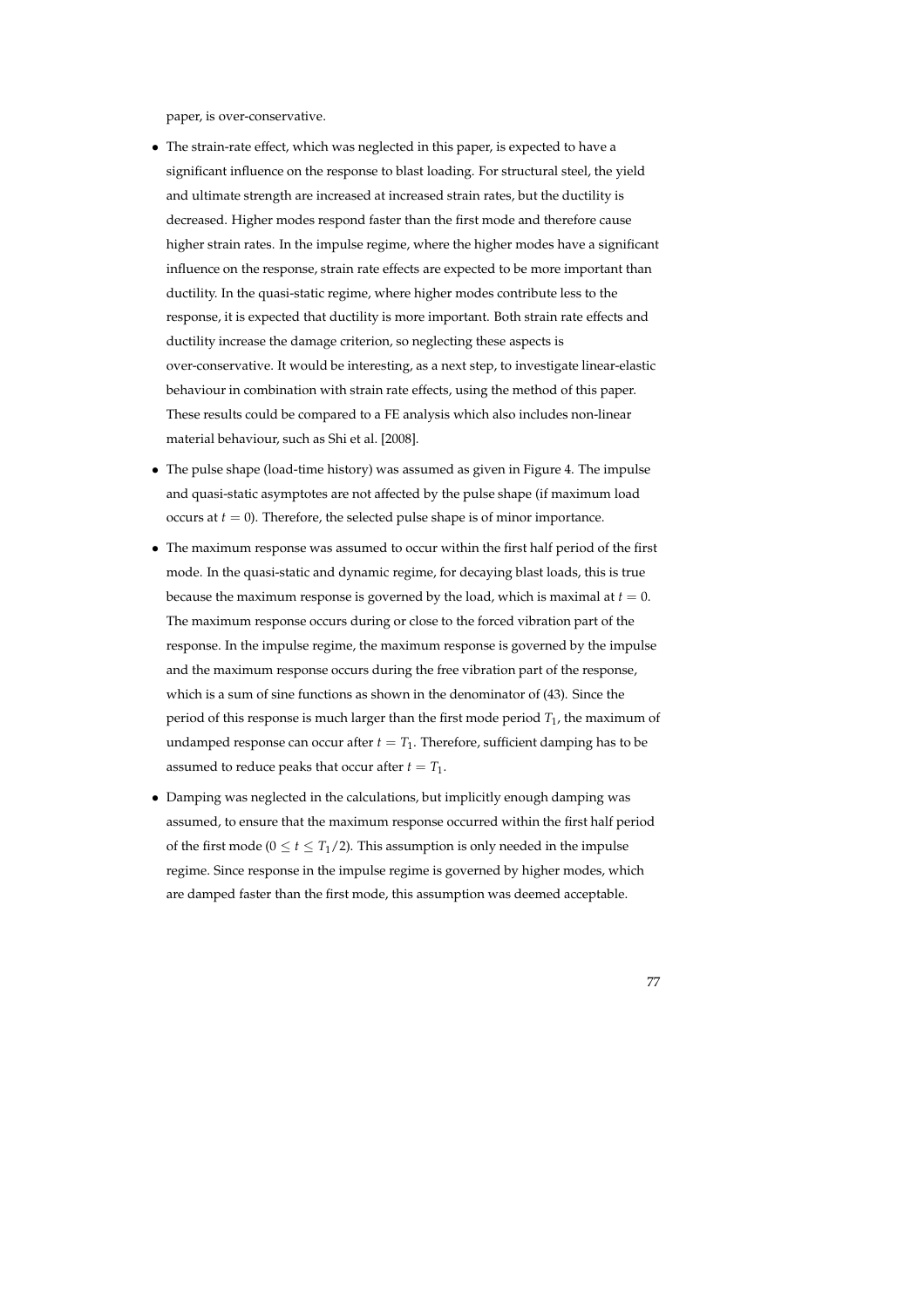paper, is over-conservative.

- The strain-rate effect, which was neglected in this paper, is expected to have a significant influence on the response to blast loading. For structural steel, the yield and ultimate strength are increased at increased strain rates, but the ductility is decreased. Higher modes respond faster than the first mode and therefore cause higher strain rates. In the impulse regime, where the higher modes have a significant influence on the response, strain rate effects are expected to be more important than ductility. In the quasi-static regime, where higher modes contribute less to the response, it is expected that ductility is more important. Both strain rate effects and ductility increase the damage criterion, so neglecting these aspects is over-conservative. It would be interesting, as a next step, to investigate linear-elastic behaviour in combination with strain rate effects, using the method of this paper. These results could be compared to a FE analysis which also includes non-linear material behaviour, such as Shi et al. [2008].
- The pulse shape (load-time history) was assumed as given in Figure 4. The impulse and quasi-static asymptotes are not affected by the pulse shape (if maximum load occurs at $t = 0$). Therefore, the selected pulse shape is of minor importance.
- The maximum response was assumed to occur within the first half period of the first mode. In the quasi-static and dynamic regime, for decaying blast loads, this is true because the maximum response is governed by the load, which is maximal at $t = 0$. The maximum response occurs during or close to the forced vibration part of the response. In the impulse regime, the maximum response is governed by the impulse and the maximum response occurs during the free vibration part of the response, which is a sum of sine functions as shown in the denominator of (43). Since the period of this response is much larger than the first mode period $T_1$, the maximum of undamped response can occur after $t = T_1$. Therefore, sufficient damping has to be assumed to reduce peaks that occur after $t = T_1$.
- Damping was neglected in the calculations, but implicitly enough damping was assumed, to ensure that the maximum response occurred within the first half period of the first mode ($0 \leq t \leq T_1/2$). This assumption is only needed in the impulse regime. Since response in the impulse regime is governed by higher modes, which are damped faster than the first mode, this assumption was deemed acceptable.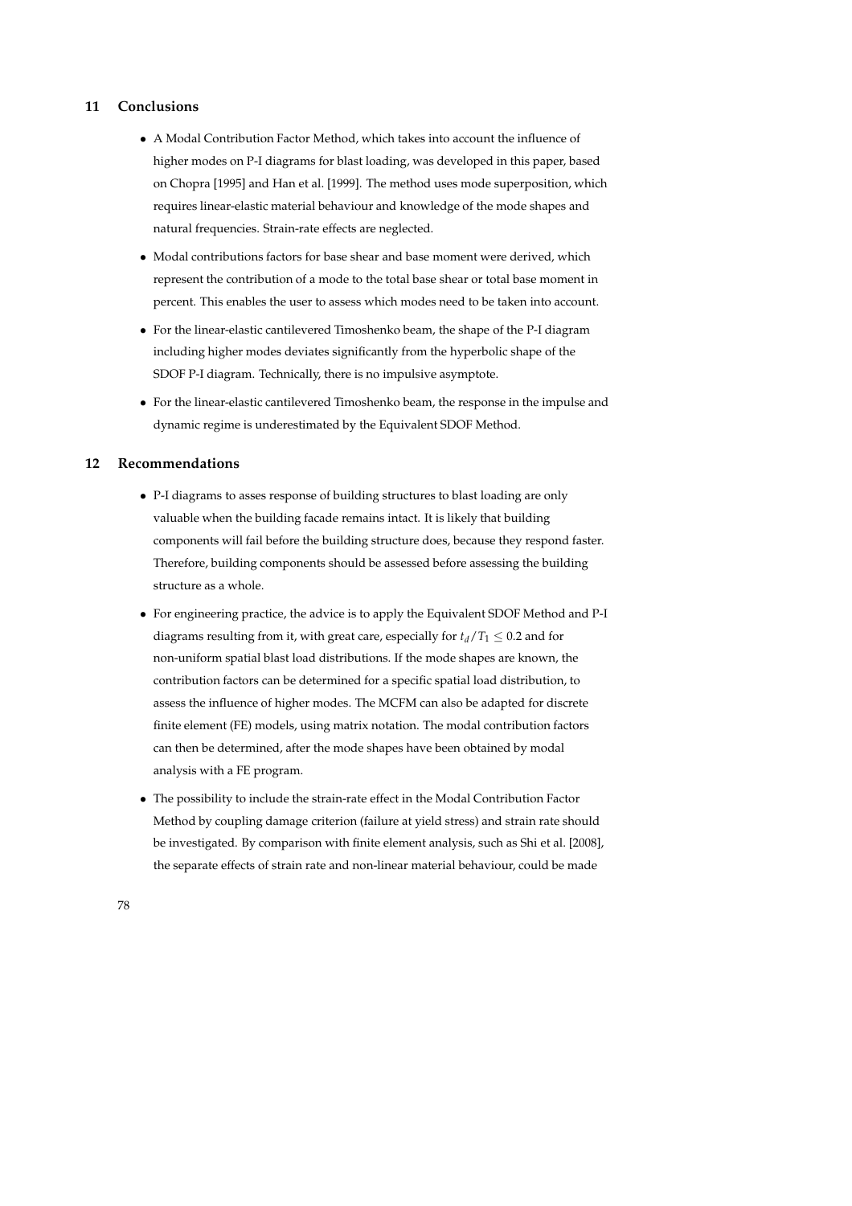## 11 Conclusions

- A Modal Contribution Factor Method, which takes into account the influence of higher modes on P-I diagrams for blast loading, was developed in this paper, based on Chopra [1995] and Han et al. [1999]. The method uses mode superposition, which requires linear-elastic material behaviour and knowledge of the mode shapes and natural frequencies. Strain-rate effects are neglected.
- Modal contributions factors for base shear and base moment were derived, which represent the contribution of a mode to the total base shear or total base moment in percent. This enables the user to assess which modes need to be taken into account.
- For the linear-elastic cantilevered Timoshenko beam, the shape of the P-I diagram including higher modes deviates significantly from the hyperbolic shape of the SDOF P-I diagram. Technically, there is no impulsive asymptote.
- For the linear-elastic cantilevered Timoshenko beam, the response in the impulse and dynamic regime is underestimated by the Equivalent SDOF Method.

## 12 Recommendations

- P-I diagrams to asses response of building structures to blast loading are only valuable when the building facade remains intact. It is likely that building components will fail before the building structure does, because they respond faster. Therefore, building components should be assessed before assessing the building structure as a whole.
- For engineering practice, the advice is to apply the Equivalent SDOF Method and P-I diagrams resulting from it, with great care, especially for $t_d/T_1 \leq 0.2$ and for non-uniform spatial blast load distributions. If the mode shapes are known, the contribution factors can be determined for a specific spatial load distribution, to assess the influence of higher modes. The MCFM can also be adapted for discrete finite element (FE) models, using matrix notation. The modal contribution factors can then be determined, after the mode shapes have been obtained by modal analysis with a FE program.
- The possibility to include the strain-rate effect in the Modal Contribution Factor Method by coupling damage criterion (failure at yield stress) and strain rate should be investigated. By comparison with finite element analysis, such as Shi et al. [2008], the separate effects of strain rate and non-linear material behaviour, could be made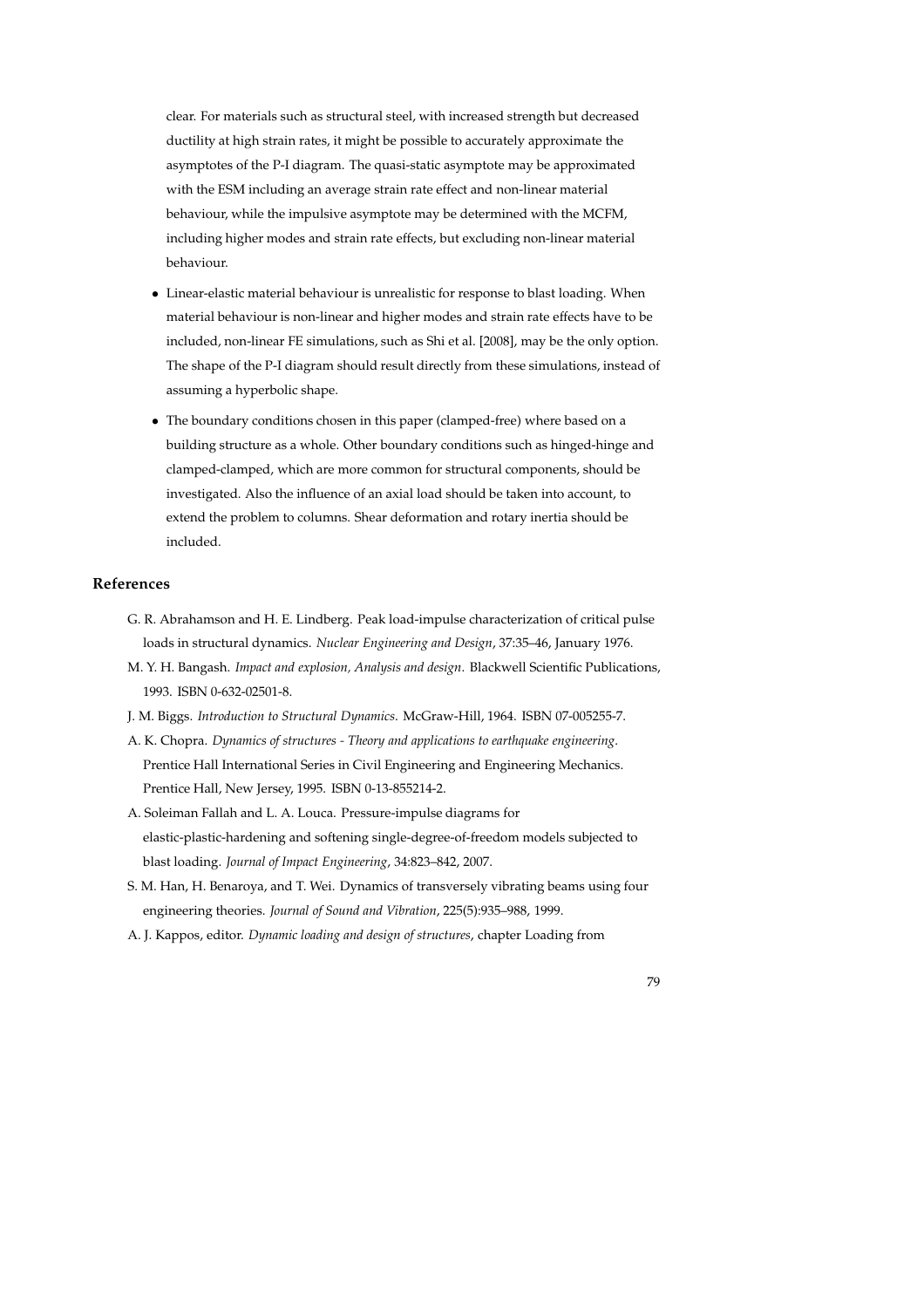clear. For materials such as structural steel, with increased strength but decreased ductility at high strain rates, it might be possible to accurately approximate the asymptotes of the P-I diagram. The quasi-static asymptote may be approximated with the ESM including an average strain rate effect and non-linear material behaviour, while the impulsive asymptote may be determined with the MCFM, including higher modes and strain rate effects, but excluding non-linear material behaviour.

- Linear-elastic material behaviour is unrealistic for response to blast loading. When material behaviour is non-linear and higher modes and strain rate effects have to be included, non-linear FE simulations, such as Shi et al. [2008], may be the only option. The shape of the P-I diagram should result directly from these simulations, instead of assuming a hyperbolic shape.
- The boundary conditions chosen in this paper (clamped-free) where based on a building structure as a whole. Other boundary conditions such as hinged-hinge and clamped-clamped, which are more common for structural components, should be investigated. Also the influence of an axial load should be taken into account, to extend the problem to columns. Shear deformation and rotary inertia should be included.

## References

G. R. Abrahamson and H. E. Lindberg. Peak load-impulse characterization of critical pulse loads in structural dynamics. *Nuclear Engineering and Design*, 37:35–46, January 1976.

M. Y. H. Bangash. *Impact and explosion, Analysis and design*. Blackwell Scientific Publications, 1993. ISBN 0-632-02501-8.

J. M. Biggs. *Introduction to Structural Dynamics*. McGraw-Hill, 1964. ISBN 07-005255-7.

A. K. Chopra. *Dynamics of structures - Theory and applications to earthquake engineering*. Prentice Hall International Series in Civil Engineering and Engineering Mechanics. Prentice Hall, New Jersey, 1995. ISBN 0-13-855214-2.

A. Soleiman Fallah and L. A. Louca. Pressure-impulse diagrams for elastic-plastic-hardening and softening single-degree-of-freedom models subjected to blast loading. *Journal of Impact Engineering*, 34:823–842, 2007.

S. M. Han, H. Benaroya, and T. Wei. Dynamics of transversely vibrating beams using four engineering theories. *Journal of Sound and Vibration*, 225(5):935–988, 1999.

A. J. Kappos, editor. *Dynamic loading and design of structures*, chapter Loading from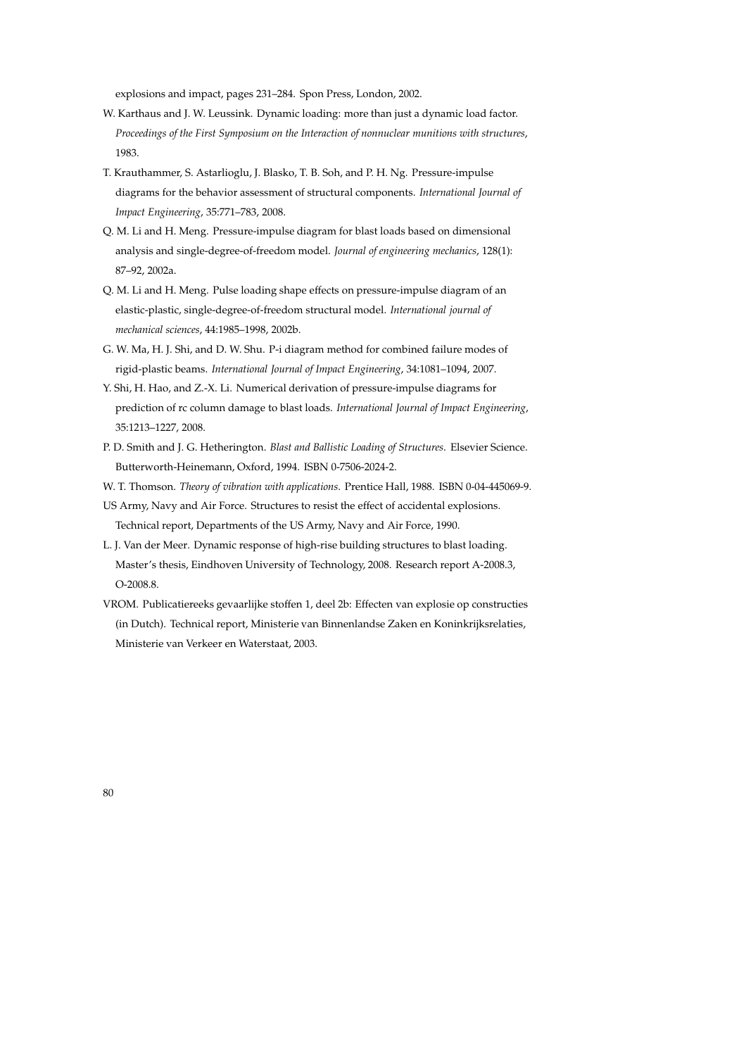explosions and impact, pages 231–284. Spon Press, London, 2002.

W. Karthaus and J. W. Leussink. Dynamic loading: more than just a dynamic load factor. *Proceedings of the First Symposium on the Interaction of nonnuclear munitions with structures*, 1983.

T. Krauthammer, S. Astarlioglu, J. Blasko, T. B. Soh, and P. H. Ng. Pressure-impulse diagrams for the behavior assessment of structural components. *International Journal of Impact Engineering*, 35:771–783, 2008.

Q. M. Li and H. Meng. Pressure-impulse diagram for blast loads based on dimensional analysis and single-degree-of-freedom model. *Journal of engineering mechanics*, 128(1): 87–92, 2002a.

Q. M. Li and H. Meng. Pulse loading shape effects on pressure-impulse diagram of an elastic-plastic, single-degree-of-freedom structural model. *International journal of mechanical sciences*, 44:1985–1998, 2002b.

G. W. Ma, H. J. Shi, and D. W. Shu. P-i diagram method for combined failure modes of rigid-plastic beams. *International Journal of Impact Engineering*, 34:1081–1094, 2007.

Y. Shi, H. Hao, and Z.-X. Li. Numerical derivation of pressure-impulse diagrams for prediction of rc column damage to blast loads. *International Journal of Impact Engineering*, 35:1213–1227, 2008.

P. D. Smith and J. G. Hetherington. *Blast and Ballistic Loading of Structures*. Elsevier Science. Butterworth-Heinemann, Oxford, 1994. ISBN 0-7506-2024-2.

W. T. Thomson. *Theory of vibration with applications*. Prentice Hall, 1988. ISBN 0-04-445069-9.

US Army, Navy and Air Force. Structures to resist the effect of accidental explosions. Technical report, Departments of the US Army, Navy and Air Force, 1990.

L. J. Van der Meer. Dynamic response of high-rise building structures to blast loading. Master's thesis, Eindhoven University of Technology, 2008. Research report A-2008.3, O-2008.8.

VROM. Publicatiereeks gevaarlijke stoffen 1, deel 2b: Effecten van explosie op constructies (in Dutch). Technical report, Ministerie van Binnenlandse Zaken en Koninkrijksrelaties, Ministerie van Verkeer en Waterstaat, 2003.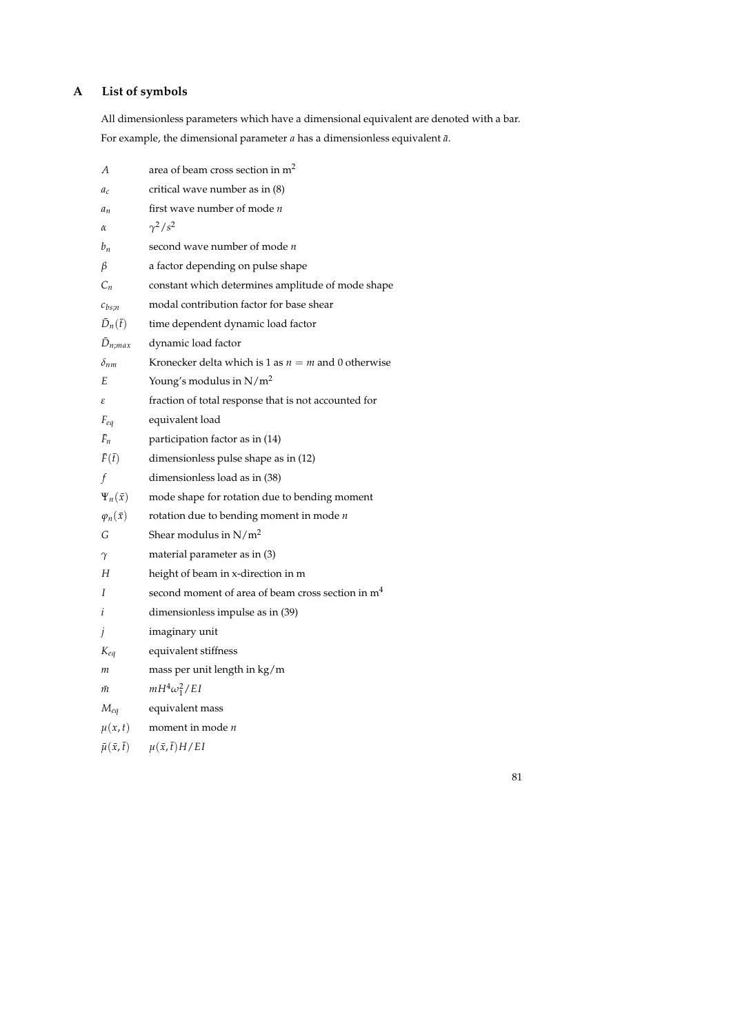# A List of symbols

All dimensionless parameters which have a dimensional equivalent are denoted with a bar. For example, the dimensional parameter $a$ has a dimensionless equivalent $\bar{a}$.

| | |
|---|---|
| $A$ | area of beam cross section in $m^2$ |
| $a_c$ | critical wave number as in (8) |
| $a_n$ | first wave number of mode $n$ |
| $\alpha$ | $\gamma^2/s^2$ |
| $b_n$ | second wave number of mode $n$ |
| $\beta$ | a factor depending on pulse shape |
| $C_n$ | constant which determines amplitude of mode shape |
| $c_{bs;n}$ | modal contribution factor for base shear |
| $\bar{D}_n(\bar{t})$ | time dependent dynamic load factor |
| $\bar{D}_{n;max}$ | dynamic load factor |
| $\delta_{nm}$ | Kronecker delta which is 1 as $n = m$ and 0 otherwise |
| $E$ | Young's modulus in $N/m^2$ |
| $\varepsilon$ | fraction of total response that is not accounted for |
| $F_{eq}$ | equivalent load |
| $\bar{F}_n$ | participation factor as in (14) |
| $\bar{F}(\bar{t})$ | dimensionless pulse shape as in (12) |
| $f$ | dimensionless load as in (38) |
| $\Psi_n(\bar{x})$ | mode shape for rotation due to bending moment |
| $\varphi_n(\bar{x})$ | rotation due to bending moment in mode $n$ |
| $G$ | Shear modulus in $N/m^2$ |
| $\gamma$ | material parameter as in (3) |
| $H$ | height of beam in x-direction in m |
| $I$ | second moment of area of beam cross section in $m^4$ |
| $i$ | dimensionless impulse as in (39) |
| $j$ | imaginary unit |
| $K_{eq}$ | equivalent stiffness |
| $m$ | mass per unit length in kg/m |
| $\bar{m}$ | $mH^4\omega_1^2/EI$ |
| $M_{eq}$ | equivalent mass |
| $\mu(x,t)$ | moment in mode $n$ |
| $\bar{\mu}(\bar{x},\bar{t})$ | $\mu(\bar{x},\bar{t})H/EI$ |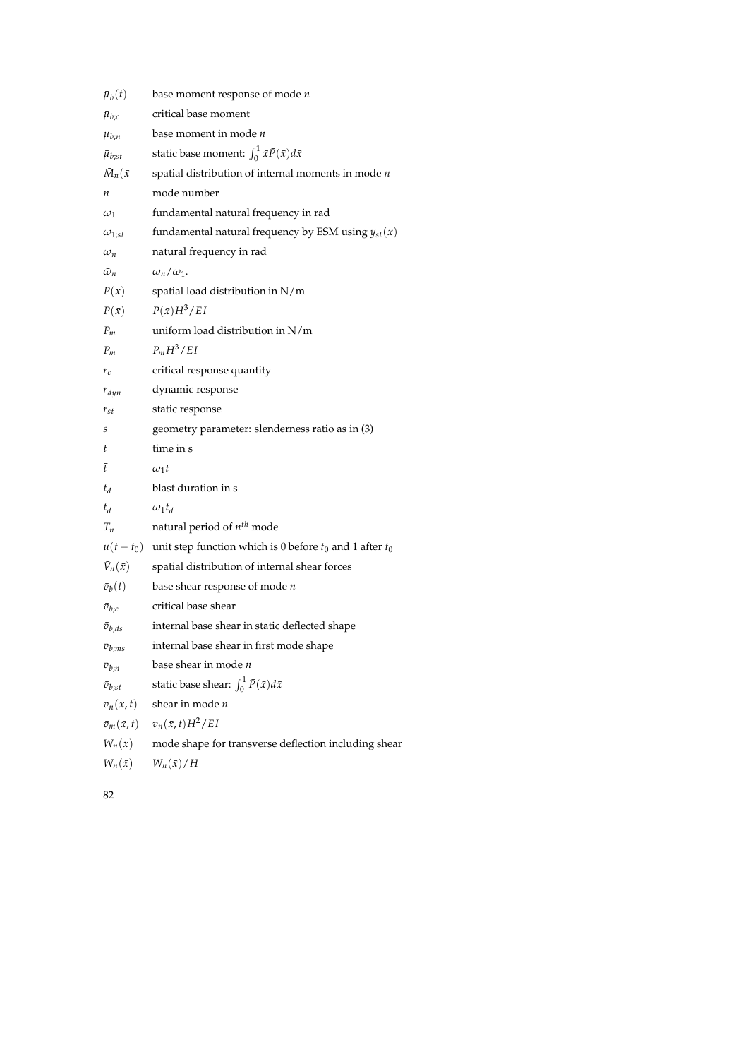| | |
|---|---|
| $\bar{\mu}_b(\bar{t})$ | base moment response of mode $n$ |
| $\bar{\mu}_{b;c}$ | critical base moment |
| $\bar{\mu}_{b;n}$ | base moment in mode $n$ |
| $\bar{\mu}_{b;st}$ | static base moment: $\int_0^1 \bar{x}\bar{P}(\bar{x})d\bar{x}$ |
| $\bar{M}_n(\bar{x}$ | spatial distribution of internal moments in mode $n$ |
| $n$ | mode number |
| $\omega_1$ | fundamental natural frequency in rad |
| $\omega_{1;st}$ | fundamental natural frequency by ESM using $\bar{y}_{st}(\bar{x})$ |
| $\omega_n$ | natural frequency in rad |
| $\bar{\omega}_n$ | $\omega_n/\omega_1$. |
| $P(x)$ | spatial load distribution in N/m |
| $\bar{P}(\bar{x})$ | $P(\bar{x})H^3/EI$ |
| $P_m$ | uniform load distribution in N/m |
| $\bar{P}_m$ | $\bar{P}_m H^3/EI$ |
| $r_c$ | critical response quantity |
| $r_{dyn}$ | dynamic response |
| $r_{st}$ | static response |
| $s$ | geometry parameter: slenderness ratio as in (3) |
| $t$ | time in s |
| $\bar{t}$ | $\omega_1 t$ |
| $t_d$ | blast duration in s |
| $\bar{t}_d$ | $\omega_1 t_d$ |
| $T_n$ | natural period of $n^{th}$ mode |
| $u(t-t_0)$ | unit step function which is 0 before $t_0$ and 1 after $t_0$ |
| $\bar{V}_n(\bar{x})$ | spatial distribution of internal shear forces |
| $\bar{v}_b(\bar{t})$ | base shear response of mode $n$ |
| $\bar{v}_{b;c}$ | critical base shear |
| $\bar{v}_{b;ds}$ | internal base shear in static deflected shape |
| $\bar{v}_{b;ms}$ | internal base shear in first mode shape |
| $\bar{v}_{b;n}$ | base shear in mode $n$ |
| $\bar{v}_{b;st}$ | static base shear: $\int_0^1 \bar{P}(\bar{x})d\bar{x}$ |
| $v_n(x,t)$ | shear in mode $n$ |
| $\bar{v}_m(\bar{x},\bar{t})$ | $v_n(\bar{x},\bar{t})H^2/EI$ |
| $W_n(x)$ | mode shape for transverse deflection including shear |
| $\bar{W}_n(\bar{x})$ | $W_n(\bar{x})/H$ |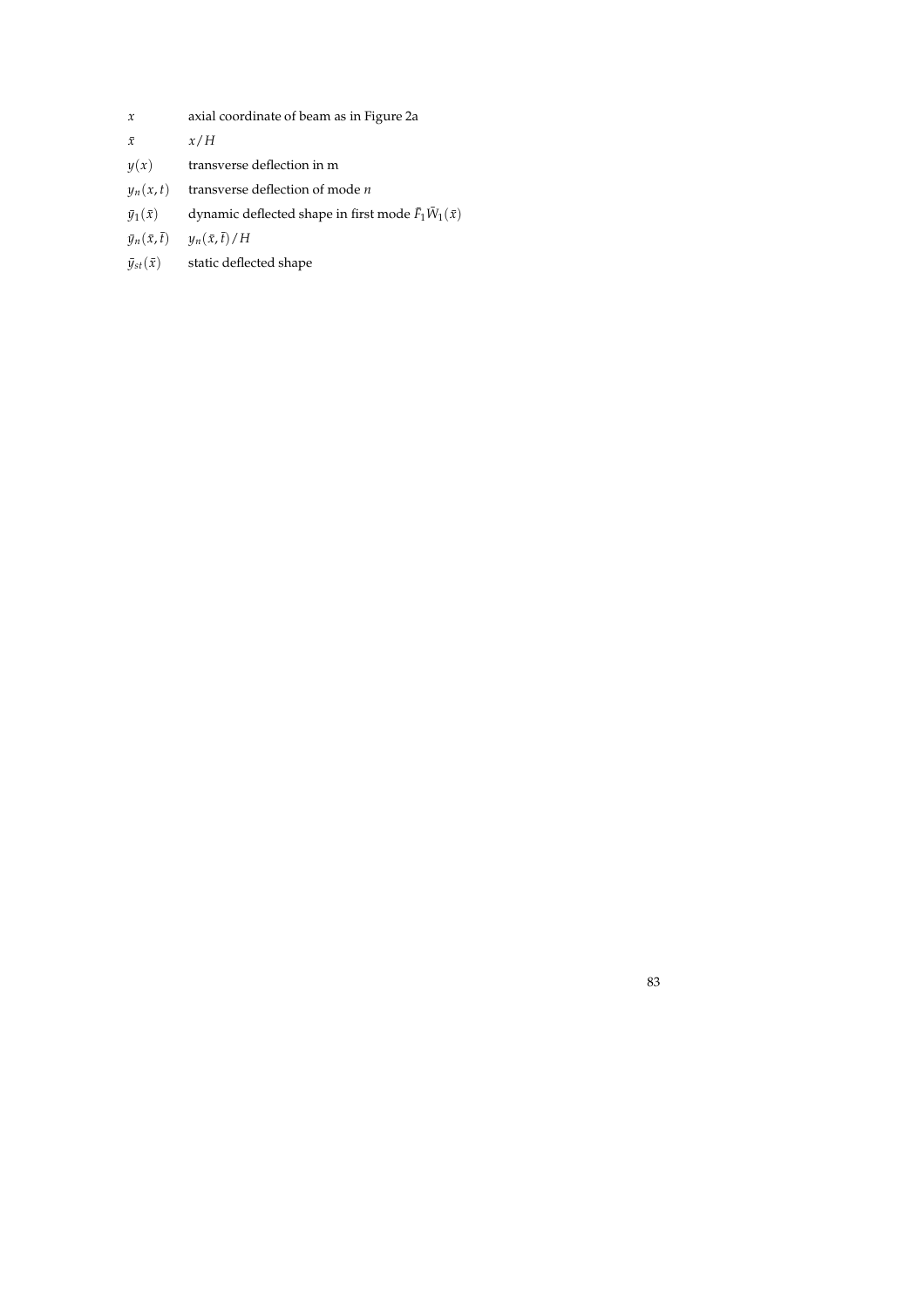| | |
|---|---|
| $x$ | axial coordinate of beam as in Figure 2a |
| $\bar{x}$ | $x/H$ |
| $y(x)$ | transverse deflection in m |
| $y_n(x,t)$ | transverse deflection of mode $n$ |
| $\bar{y}_1(\bar{x})$ | dynamic deflected shape in first mode $\bar{F}_1\bar{W}_1(\bar{x})$ |
| $\bar{y}_n(\bar{x},\bar{t})$ | $y_n(\bar{x},\bar{t})/H$ |
| $\bar{y}_{st}(\bar{x})$ | static deflected shape |